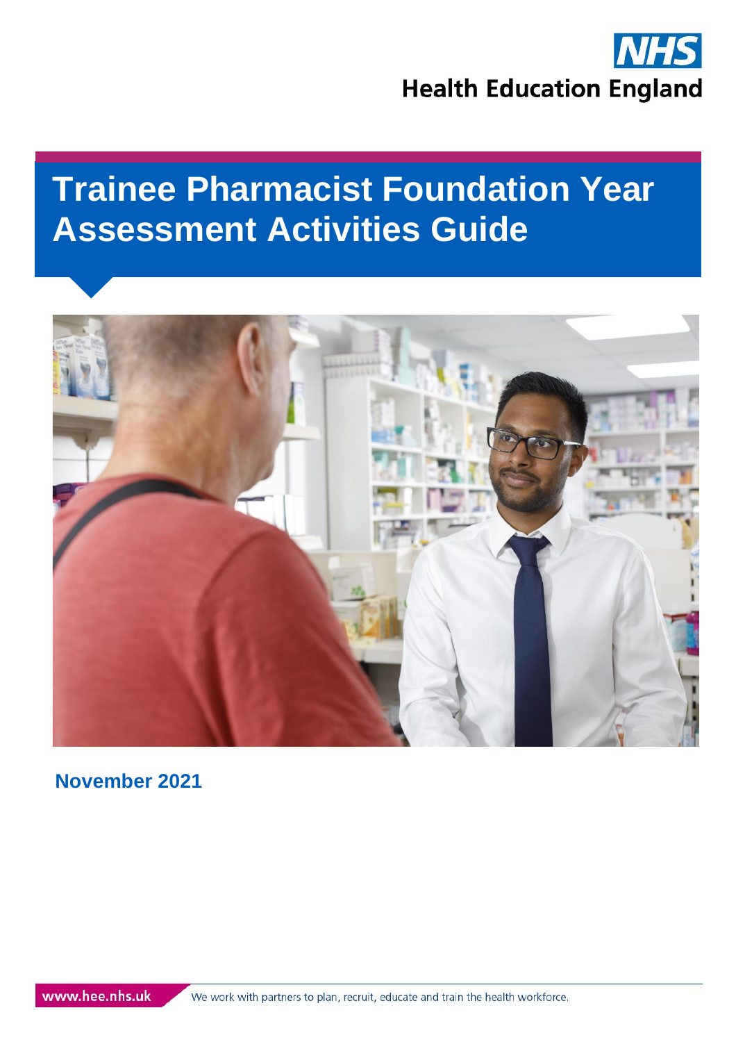NHS

Health Education England

# Trainee Pharmacist Foundation Year Assessment Activities Guide

**November 2021**

www.hee.nhs.uk

We work with partners to plan, recruit, educate and train the health workforce.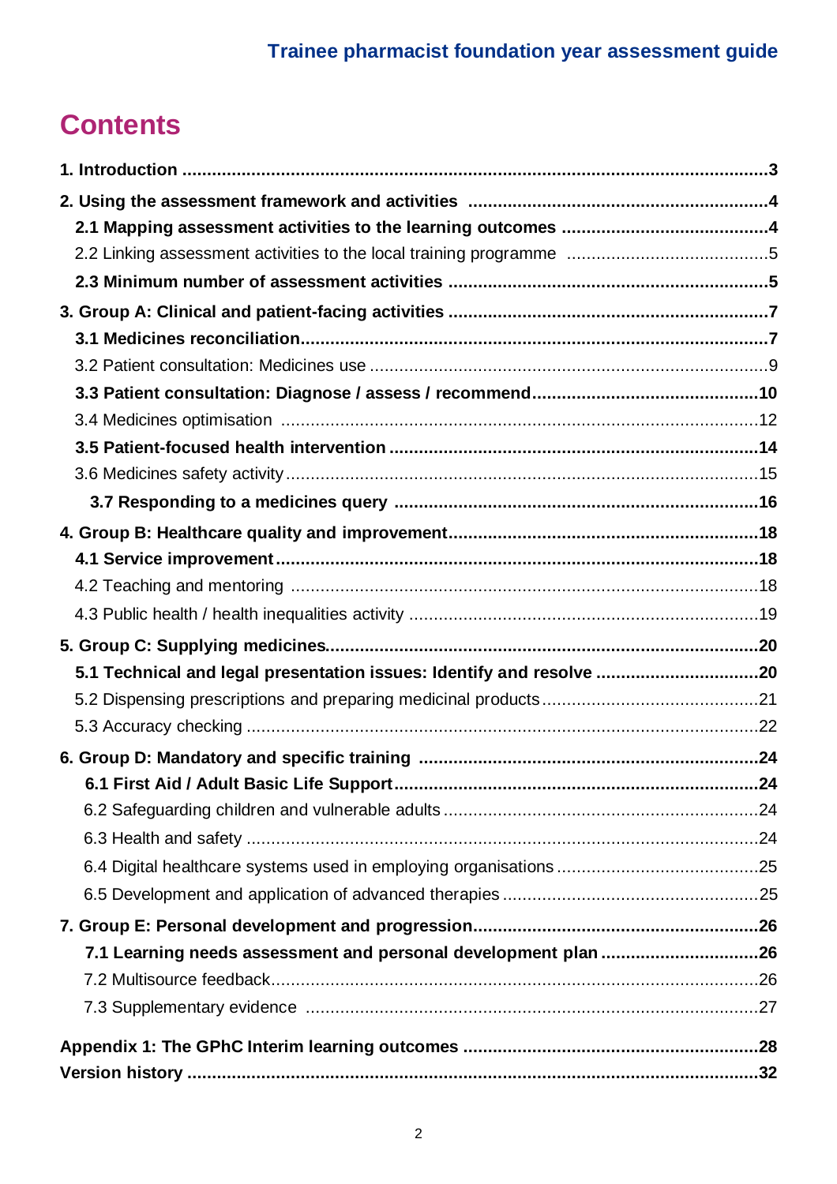# Contents

**1. Introduction .......... 3**

**2. Using the assessment framework and activities .......... 4**

- **2.1 Mapping assessment activities to the learning outcomes .......... 4**
- 2.2 Linking assessment activities to the local training programme .......... 5
- **2.3 Minimum number of assessment activities .......... 5**

**3. Group A: Clinical and patient-facing activities .......... 7**

- **3.1 Medicines reconciliation .......... 7**
- 3.2 Patient consultation: Medicines use .......... 9
- **3.3 Patient consultation: Diagnose / assess / recommend .......... 10**
- 3.4 Medicines optimisation .......... 12
- **3.5 Patient-focused health intervention .......... 14**
- 3.6 Medicines safety activity .......... 15
- **3.7 Responding to a medicines query .......... 16**

**4. Group B: Healthcare quality and improvement .......... 18**

- **4.1 Service improvement .......... 18**
- 4.2 Teaching and mentoring .......... 18
- 4.3 Public health / health inequalities activity .......... 19

**5. Group C: Supplying medicines .......... 20**

- **5.1 Technical and legal presentation issues: Identify and resolve .......... 20**
- 5.2 Dispensing prescriptions and preparing medicinal products .......... 21
- 5.3 Accuracy checking .......... 22

**6. Group D: Mandatory and specific training .......... 24**

- **6.1 First Aid / Adult Basic Life Support .......... 24**
- 6.2 Safeguarding children and vulnerable adults .......... 24
- 6.3 Health and safety .......... 24
- 6.4 Digital healthcare systems used in employing organisations .......... 25
- 6.5 Development and application of advanced therapies .......... 25

**7. Group E: Personal development and progression .......... 26**

- **7.1 Learning needs assessment and personal development plan .......... 26**
- 7.2 Multisource feedback .......... 26
- 7.3 Supplementary evidence .......... 27

**Appendix 1: The GPhC Interim learning outcomes .......... 28**

**Version history .......... 32**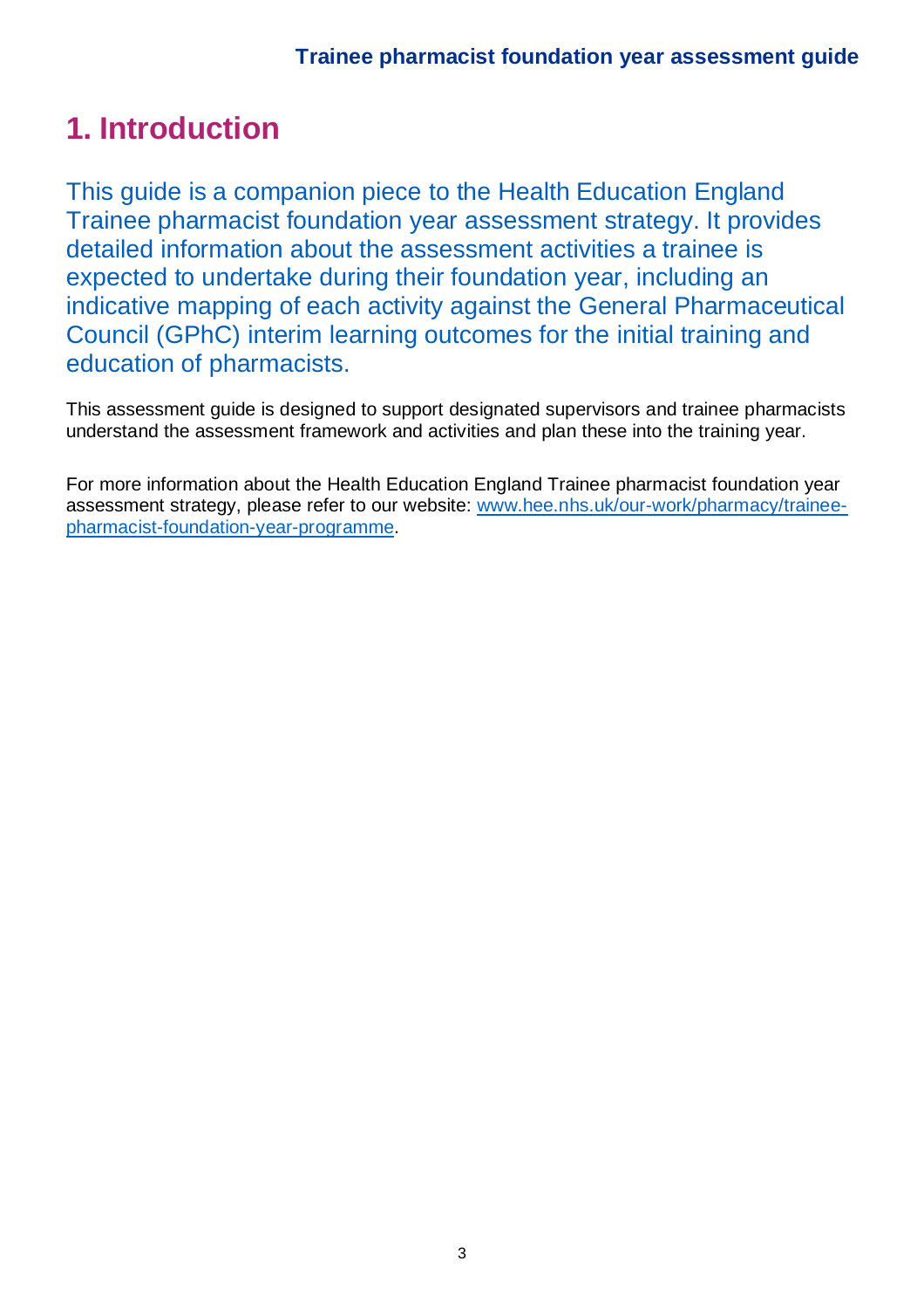# 1. Introduction

This guide is a companion piece to the Health Education England Trainee pharmacist foundation year assessment strategy. It provides detailed information about the assessment activities a trainee is expected to undertake during their foundation year, including an indicative mapping of each activity against the General Pharmaceutical Council (GPhC) interim learning outcomes for the initial training and education of pharmacists.

This assessment guide is designed to support designated supervisors and trainee pharmacists understand the assessment framework and activities and plan these into the training year.

For more information about the Health Education England Trainee pharmacist foundation year assessment strategy, please refer to our website: [www.hee.nhs.uk/our-work/pharmacy/trainee-pharmacist-foundation-year-programme](www.hee.nhs.uk/our-work/pharmacy/trainee-pharmacist-foundation-year-programme).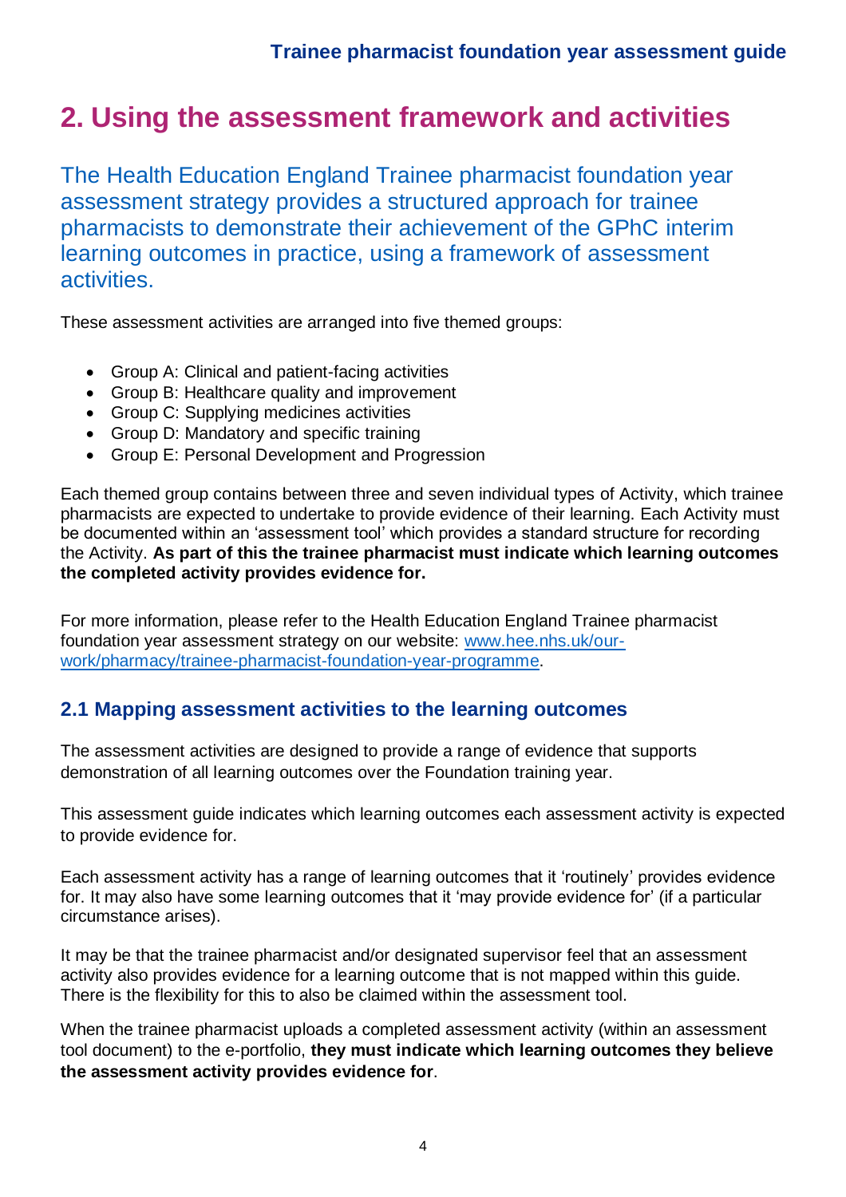# 2. Using the assessment framework and activities

The Health Education England Trainee pharmacist foundation year assessment strategy provides a structured approach for trainee pharmacists to demonstrate their achievement of the GPhC interim learning outcomes in practice, using a framework of assessment activities.

These assessment activities are arranged into five themed groups:

- Group A: Clinical and patient-facing activities
- Group B: Healthcare quality and improvement
- Group C: Supplying medicines activities
- Group D: Mandatory and specific training
- Group E: Personal Development and Progression

Each themed group contains between three and seven individual types of Activity, which trainee pharmacists are expected to undertake to provide evidence of their learning. Each Activity must be documented within an 'assessment tool' which provides a standard structure for recording the Activity. **As part of this the trainee pharmacist must indicate which learning outcomes the completed activity provides evidence for.**

For more information, please refer to the Health Education England Trainee pharmacist foundation year assessment strategy on our website: [www.hee.nhs.uk/our-work/pharmacy/trainee-pharmacist-foundation-year-programme](www.hee.nhs.uk/our-work/pharmacy/trainee-pharmacist-foundation-year-programme).

## 2.1 Mapping assessment activities to the learning outcomes

The assessment activities are designed to provide a range of evidence that supports demonstration of all learning outcomes over the Foundation training year.

This assessment guide indicates which learning outcomes each assessment activity is expected to provide evidence for.

Each assessment activity has a range of learning outcomes that it 'routinely' provides evidence for. It may also have some learning outcomes that it 'may provide evidence for' (if a particular circumstance arises).

It may be that the trainee pharmacist and/or designated supervisor feel that an assessment activity also provides evidence for a learning outcome that is not mapped within this guide. There is the flexibility for this to also be claimed within the assessment tool.

When the trainee pharmacist uploads a completed assessment activity (within an assessment tool document) to the e-portfolio, **they must indicate which learning outcomes they believe the assessment activity provides evidence for**.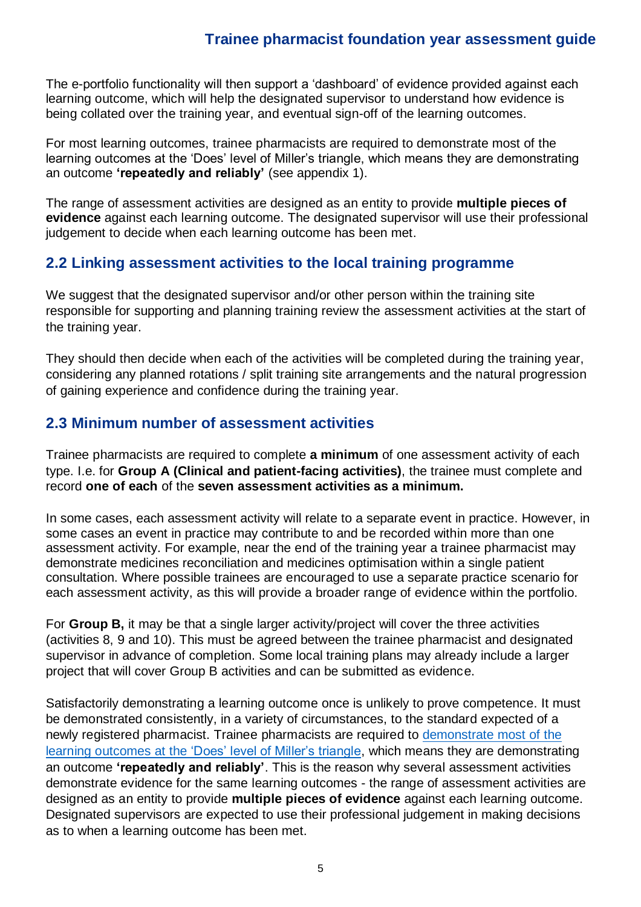The e-portfolio functionality will then support a 'dashboard' of evidence provided against each learning outcome, which will help the designated supervisor to understand how evidence is being collated over the training year, and eventual sign-off of the learning outcomes.

For most learning outcomes, trainee pharmacists are required to demonstrate most of the learning outcomes at the 'Does' level of Miller's triangle, which means they are demonstrating an outcome **'repeatedly and reliably'** (see appendix 1).

The range of assessment activities are designed as an entity to provide **multiple pieces of evidence** against each learning outcome. The designated supervisor will use their professional judgement to decide when each learning outcome has been met.

## 2.2 Linking assessment activities to the local training programme

We suggest that the designated supervisor and/or other person within the training site responsible for supporting and planning training review the assessment activities at the start of the training year.

They should then decide when each of the activities will be completed during the training year, considering any planned rotations / split training site arrangements and the natural progression of gaining experience and confidence during the training year.

## 2.3 Minimum number of assessment activities

Trainee pharmacists are required to complete **a minimum** of one assessment activity of each type. I.e. for **Group A (Clinical and patient-facing activities)**, the trainee must complete and record **one of each** of the **seven assessment activities as a minimum.**

In some cases, each assessment activity will relate to a separate event in practice. However, in some cases an event in practice may contribute to and be recorded within more than one assessment activity. For example, near the end of the training year a trainee pharmacist may demonstrate medicines reconciliation and medicines optimisation within a single patient consultation. Where possible trainees are encouraged to use a separate practice scenario for each assessment activity, as this will provide a broader range of evidence within the portfolio.

For **Group B,** it may be that a single larger activity/project will cover the three activities (activities 8, 9 and 10). This must be agreed between the trainee pharmacist and designated supervisor in advance of completion. Some local training plans may already include a larger project that will cover Group B activities and can be submitted as evidence.

Satisfactorily demonstrating a learning outcome once is unlikely to prove competence. It must be demonstrated consistently, in a variety of circumstances, to the standard expected of a newly registered pharmacist. Trainee pharmacists are required to demonstrate most of the learning outcomes at the 'Does' level of Miller's triangle, which means they are demonstrating an outcome **'repeatedly and reliably'**. This is the reason why several assessment activities demonstrate evidence for the same learning outcomes - the range of assessment activities are designed as an entity to provide **multiple pieces of evidence** against each learning outcome. Designated supervisors are expected to use their professional judgement in making decisions as to when a learning outcome has been met.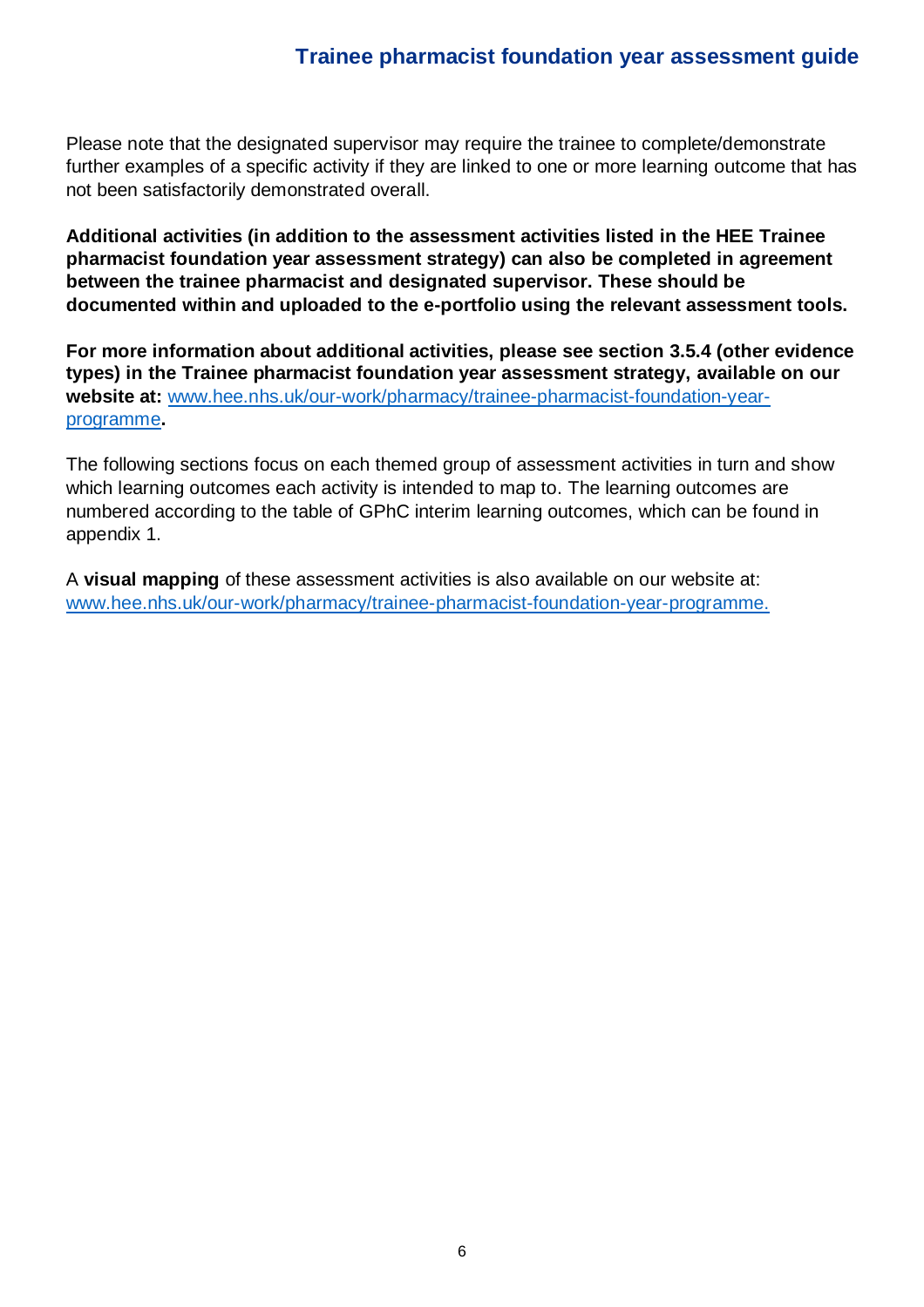Please note that the designated supervisor may require the trainee to complete/demonstrate further examples of a specific activity if they are linked to one or more learning outcome that has not been satisfactorily demonstrated overall.

**Additional activities (in addition to the assessment activities listed in the HEE Trainee pharmacist foundation year assessment strategy) can also be completed in agreement between the trainee pharmacist and designated supervisor. These should be documented within and uploaded to the e-portfolio using the relevant assessment tools.**

**For more information about additional activities, please see section 3.5.4 (other evidence types) in the Trainee pharmacist foundation year assessment strategy, available on our website at:** [www.hee.nhs.uk/our-work/pharmacy/trainee-pharmacist-foundation-year-programme](www.hee.nhs.uk/our-work/pharmacy/trainee-pharmacist-foundation-year-programme)**.**

The following sections focus on each themed group of assessment activities in turn and show which learning outcomes each activity is intended to map to. The learning outcomes are numbered according to the table of GPhC interim learning outcomes, which can be found in appendix 1.

A **visual mapping** of these assessment activities is also available on our website at: [www.hee.nhs.uk/our-work/pharmacy/trainee-pharmacist-foundation-year-programme.](www.hee.nhs.uk/our-work/pharmacy/trainee-pharmacist-foundation-year-programme)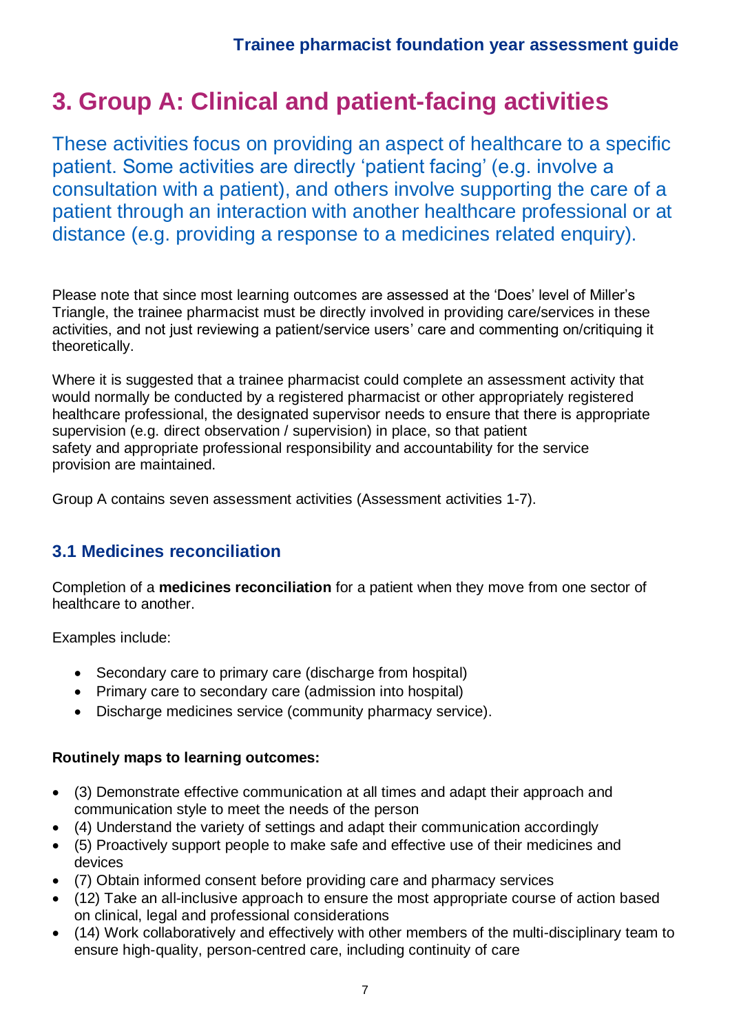# 3. Group A: Clinical and patient-facing activities

These activities focus on providing an aspect of healthcare to a specific patient. Some activities are directly 'patient facing' (e.g. involve a consultation with a patient), and others involve supporting the care of a patient through an interaction with another healthcare professional or at distance (e.g. providing a response to a medicines related enquiry).

Please note that since most learning outcomes are assessed at the 'Does' level of Miller's Triangle, the trainee pharmacist must be directly involved in providing care/services in these activities, and not just reviewing a patient/service users' care and commenting on/critiquing it theoretically.

Where it is suggested that a trainee pharmacist could complete an assessment activity that would normally be conducted by a registered pharmacist or other appropriately registered healthcare professional, the designated supervisor needs to ensure that there is appropriate supervision (e.g. direct observation / supervision) in place, so that patient safety and appropriate professional responsibility and accountability for the service provision are maintained.

Group A contains seven assessment activities (Assessment activities 1-7).

## 3.1 Medicines reconciliation

Completion of a **medicines reconciliation** for a patient when they move from one sector of healthcare to another.

Examples include:

- Secondary care to primary care (discharge from hospital)
- Primary care to secondary care (admission into hospital)
- Discharge medicines service (community pharmacy service).

**Routinely maps to learning outcomes:**

- (3) Demonstrate effective communication at all times and adapt their approach and communication style to meet the needs of the person
- (4) Understand the variety of settings and adapt their communication accordingly
- (5) Proactively support people to make safe and effective use of their medicines and devices
- (7) Obtain informed consent before providing care and pharmacy services
- (12) Take an all-inclusive approach to ensure the most appropriate course of action based on clinical, legal and professional considerations
- (14) Work collaboratively and effectively with other members of the multi-disciplinary team to ensure high-quality, person-centred care, including continuity of care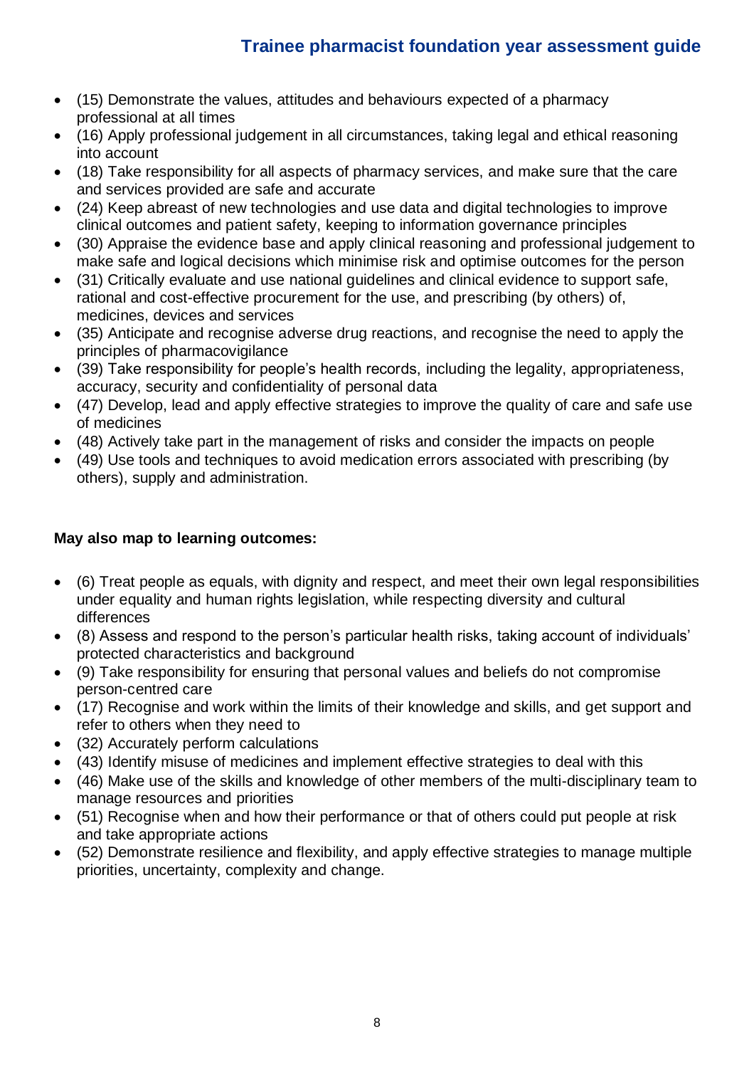- (15) Demonstrate the values, attitudes and behaviours expected of a pharmacy professional at all times
- (16) Apply professional judgement in all circumstances, taking legal and ethical reasoning into account
- (18) Take responsibility for all aspects of pharmacy services, and make sure that the care and services provided are safe and accurate
- (24) Keep abreast of new technologies and use data and digital technologies to improve clinical outcomes and patient safety, keeping to information governance principles
- (30) Appraise the evidence base and apply clinical reasoning and professional judgement to make safe and logical decisions which minimise risk and optimise outcomes for the person
- (31) Critically evaluate and use national guidelines and clinical evidence to support safe, rational and cost-effective procurement for the use, and prescribing (by others) of, medicines, devices and services
- (35) Anticipate and recognise adverse drug reactions, and recognise the need to apply the principles of pharmacovigilance
- (39) Take responsibility for people's health records, including the legality, appropriateness, accuracy, security and confidentiality of personal data
- (47) Develop, lead and apply effective strategies to improve the quality of care and safe use of medicines
- (48) Actively take part in the management of risks and consider the impacts on people
- (49) Use tools and techniques to avoid medication errors associated with prescribing (by others), supply and administration.

**May also map to learning outcomes:**

- (6) Treat people as equals, with dignity and respect, and meet their own legal responsibilities under equality and human rights legislation, while respecting diversity and cultural differences
- (8) Assess and respond to the person's particular health risks, taking account of individuals' protected characteristics and background
- (9) Take responsibility for ensuring that personal values and beliefs do not compromise person-centred care
- (17) Recognise and work within the limits of their knowledge and skills, and get support and refer to others when they need to
- (32) Accurately perform calculations
- (43) Identify misuse of medicines and implement effective strategies to deal with this
- (46) Make use of the skills and knowledge of other members of the multi-disciplinary team to manage resources and priorities
- (51) Recognise when and how their performance or that of others could put people at risk and take appropriate actions
- (52) Demonstrate resilience and flexibility, and apply effective strategies to manage multiple priorities, uncertainty, complexity and change.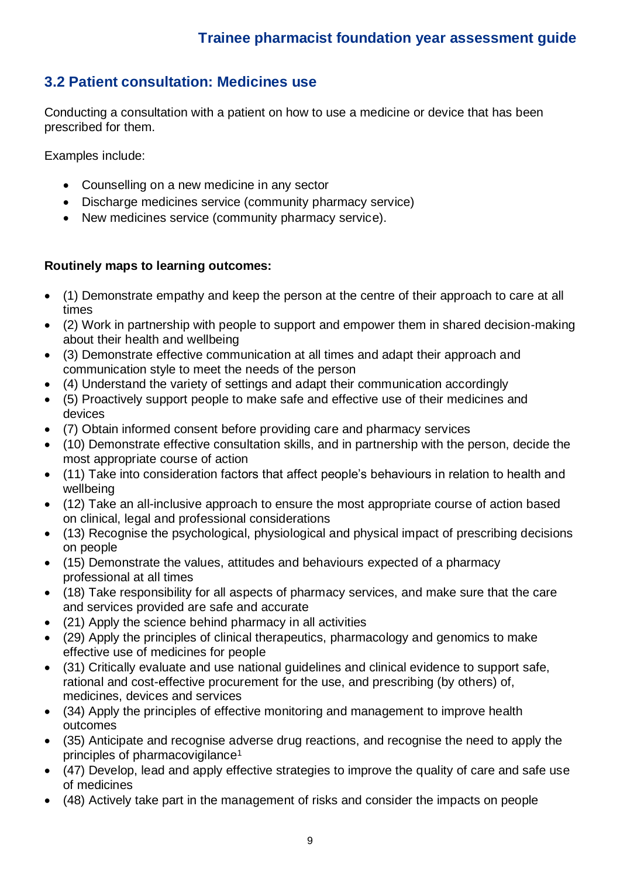## 3.2 Patient consultation: Medicines use

Conducting a consultation with a patient on how to use a medicine or device that has been prescribed for them.

Examples include:

- Counselling on a new medicine in any sector
- Discharge medicines service (community pharmacy service)
- New medicines service (community pharmacy service).

**Routinely maps to learning outcomes:**

- (1) Demonstrate empathy and keep the person at the centre of their approach to care at all times
- (2) Work in partnership with people to support and empower them in shared decision-making about their health and wellbeing
- (3) Demonstrate effective communication at all times and adapt their approach and communication style to meet the needs of the person
- (4) Understand the variety of settings and adapt their communication accordingly
- (5) Proactively support people to make safe and effective use of their medicines and devices
- (7) Obtain informed consent before providing care and pharmacy services
- (10) Demonstrate effective consultation skills, and in partnership with the person, decide the most appropriate course of action
- (11) Take into consideration factors that affect people's behaviours in relation to health and wellbeing
- (12) Take an all-inclusive approach to ensure the most appropriate course of action based on clinical, legal and professional considerations
- (13) Recognise the psychological, physiological and physical impact of prescribing decisions on people
- (15) Demonstrate the values, attitudes and behaviours expected of a pharmacy professional at all times
- (18) Take responsibility for all aspects of pharmacy services, and make sure that the care and services provided are safe and accurate
- (21) Apply the science behind pharmacy in all activities
- (29) Apply the principles of clinical therapeutics, pharmacology and genomics to make effective use of medicines for people
- (31) Critically evaluate and use national guidelines and clinical evidence to support safe, rational and cost-effective procurement for the use, and prescribing (by others) of, medicines, devices and services
- (34) Apply the principles of effective monitoring and management to improve health outcomes
- (35) Anticipate and recognise adverse drug reactions, and recognise the need to apply the principles of pharmacovigilance[1]
- (47) Develop, lead and apply effective strategies to improve the quality of care and safe use of medicines
- (48) Actively take part in the management of risks and consider the impacts on people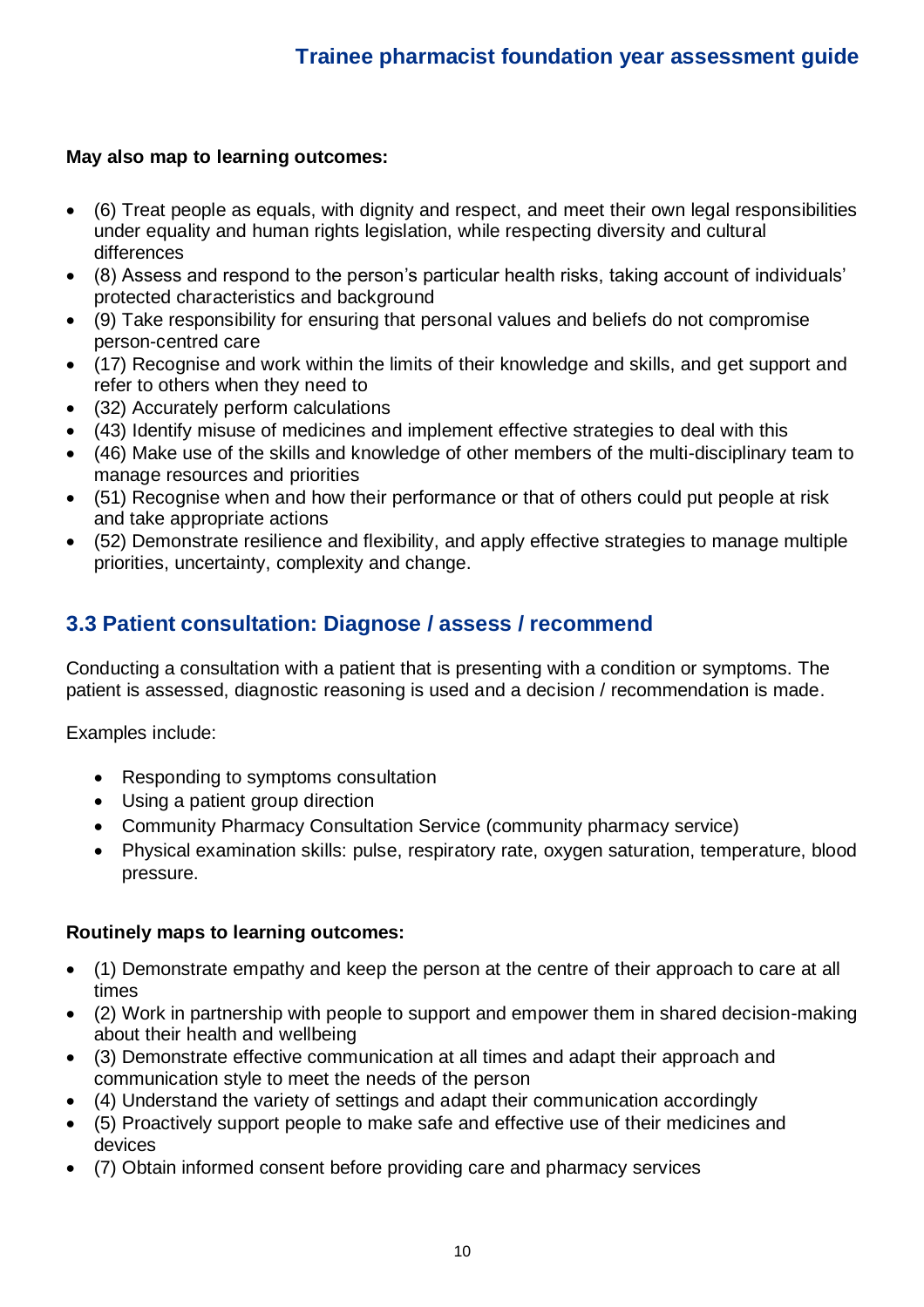**May also map to learning outcomes:**

- (6) Treat people as equals, with dignity and respect, and meet their own legal responsibilities under equality and human rights legislation, while respecting diversity and cultural differences
- (8) Assess and respond to the person's particular health risks, taking account of individuals' protected characteristics and background
- (9) Take responsibility for ensuring that personal values and beliefs do not compromise person-centred care
- (17) Recognise and work within the limits of their knowledge and skills, and get support and refer to others when they need to
- (32) Accurately perform calculations
- (43) Identify misuse of medicines and implement effective strategies to deal with this
- (46) Make use of the skills and knowledge of other members of the multi-disciplinary team to manage resources and priorities
- (51) Recognise when and how their performance or that of others could put people at risk and take appropriate actions
- (52) Demonstrate resilience and flexibility, and apply effective strategies to manage multiple priorities, uncertainty, complexity and change.

## 3.3 Patient consultation: Diagnose / assess / recommend

Conducting a consultation with a patient that is presenting with a condition or symptoms. The patient is assessed, diagnostic reasoning is used and a decision / recommendation is made.

Examples include:

- Responding to symptoms consultation
- Using a patient group direction
- Community Pharmacy Consultation Service (community pharmacy service)
- Physical examination skills: pulse, respiratory rate, oxygen saturation, temperature, blood pressure.

**Routinely maps to learning outcomes:**

- (1) Demonstrate empathy and keep the person at the centre of their approach to care at all times
- (2) Work in partnership with people to support and empower them in shared decision-making about their health and wellbeing
- (3) Demonstrate effective communication at all times and adapt their approach and communication style to meet the needs of the person
- (4) Understand the variety of settings and adapt their communication accordingly
- (5) Proactively support people to make safe and effective use of their medicines and devices
- (7) Obtain informed consent before providing care and pharmacy services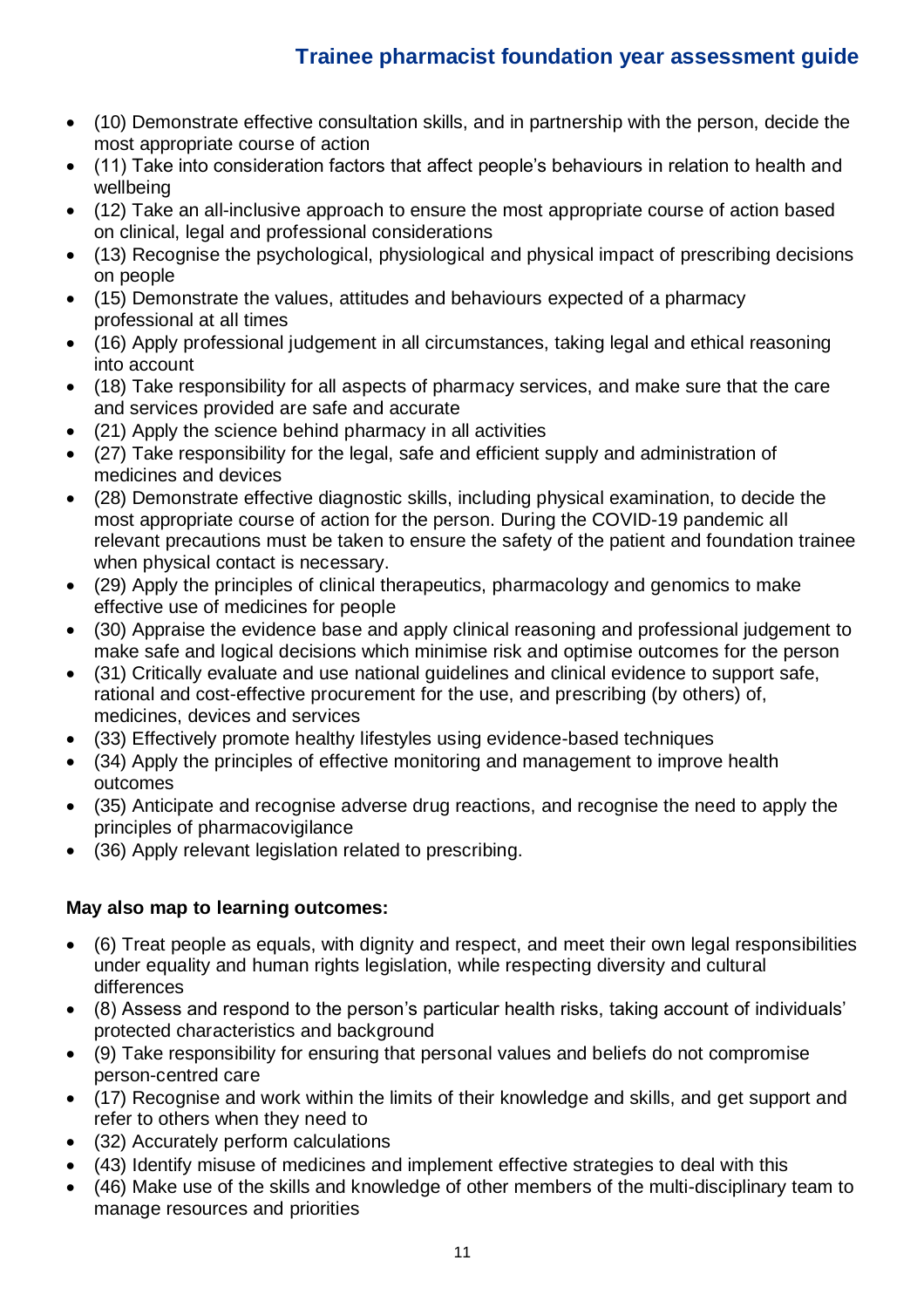- (10) Demonstrate effective consultation skills, and in partnership with the person, decide the most appropriate course of action
- (11) Take into consideration factors that affect people's behaviours in relation to health and wellbeing
- (12) Take an all-inclusive approach to ensure the most appropriate course of action based on clinical, legal and professional considerations
- (13) Recognise the psychological, physiological and physical impact of prescribing decisions on people
- (15) Demonstrate the values, attitudes and behaviours expected of a pharmacy professional at all times
- (16) Apply professional judgement in all circumstances, taking legal and ethical reasoning into account
- (18) Take responsibility for all aspects of pharmacy services, and make sure that the care and services provided are safe and accurate
- (21) Apply the science behind pharmacy in all activities
- (27) Take responsibility for the legal, safe and efficient supply and administration of medicines and devices
- (28) Demonstrate effective diagnostic skills, including physical examination, to decide the most appropriate course of action for the person. During the COVID-19 pandemic all relevant precautions must be taken to ensure the safety of the patient and foundation trainee when physical contact is necessary.
- (29) Apply the principles of clinical therapeutics, pharmacology and genomics to make effective use of medicines for people
- (30) Appraise the evidence base and apply clinical reasoning and professional judgement to make safe and logical decisions which minimise risk and optimise outcomes for the person
- (31) Critically evaluate and use national guidelines and clinical evidence to support safe, rational and cost-effective procurement for the use, and prescribing (by others) of, medicines, devices and services
- (33) Effectively promote healthy lifestyles using evidence-based techniques
- (34) Apply the principles of effective monitoring and management to improve health outcomes
- (35) Anticipate and recognise adverse drug reactions, and recognise the need to apply the principles of pharmacovigilance
- (36) Apply relevant legislation related to prescribing.

**May also map to learning outcomes:**

- (6) Treat people as equals, with dignity and respect, and meet their own legal responsibilities under equality and human rights legislation, while respecting diversity and cultural differences
- (8) Assess and respond to the person's particular health risks, taking account of individuals' protected characteristics and background
- (9) Take responsibility for ensuring that personal values and beliefs do not compromise person-centred care
- (17) Recognise and work within the limits of their knowledge and skills, and get support and refer to others when they need to
- (32) Accurately perform calculations
- (43) Identify misuse of medicines and implement effective strategies to deal with this
- (46) Make use of the skills and knowledge of other members of the multi-disciplinary team to manage resources and priorities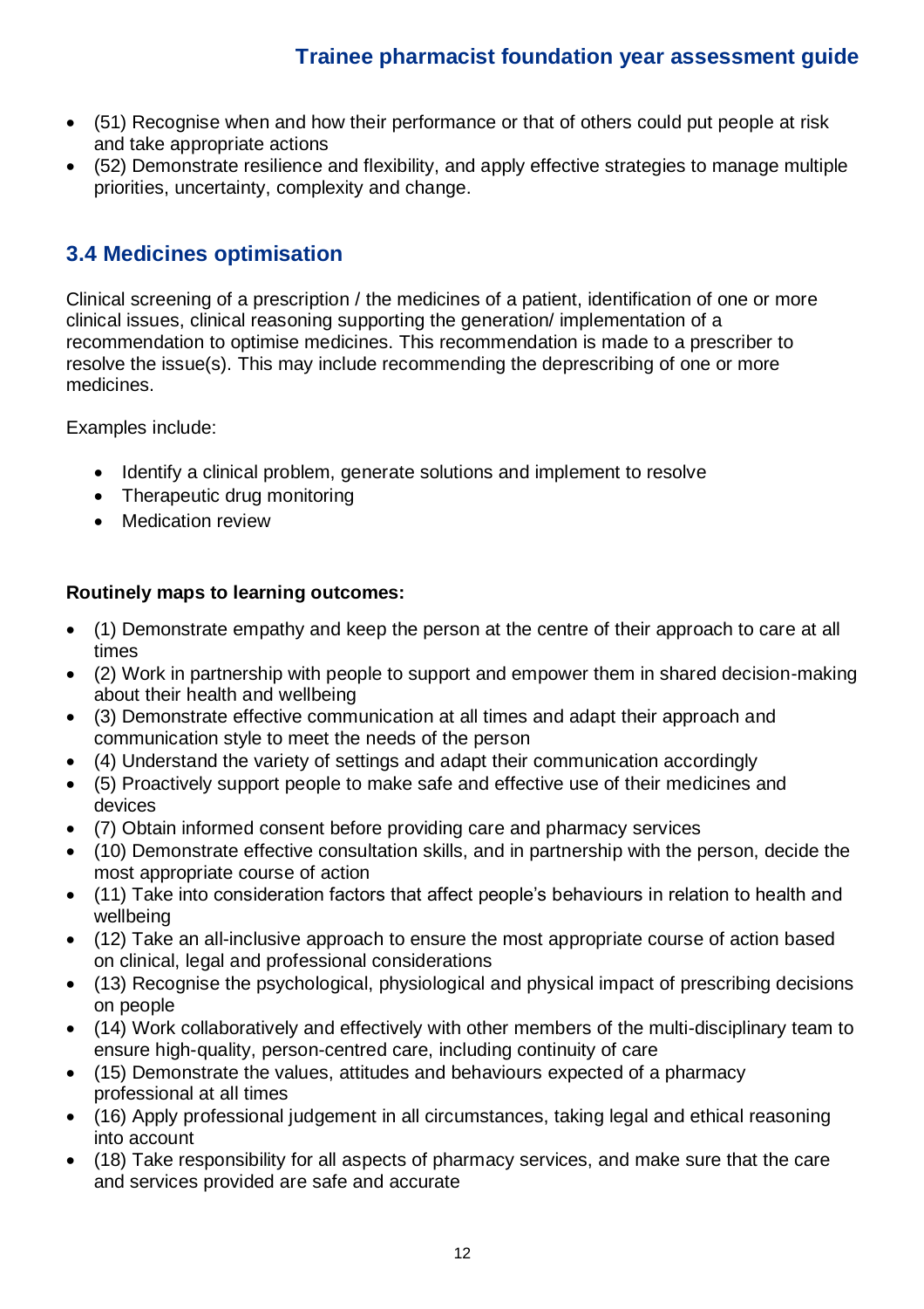- (51) Recognise when and how their performance or that of others could put people at risk and take appropriate actions
- (52) Demonstrate resilience and flexibility, and apply effective strategies to manage multiple priorities, uncertainty, complexity and change.

## 3.4 Medicines optimisation

Clinical screening of a prescription / the medicines of a patient, identification of one or more clinical issues, clinical reasoning supporting the generation/ implementation of a recommendation to optimise medicines. This recommendation is made to a prescriber to resolve the issue(s). This may include recommending the deprescribing of one or more medicines.

Examples include:

- Identify a clinical problem, generate solutions and implement to resolve
- Therapeutic drug monitoring
- Medication review

**Routinely maps to learning outcomes:**

- (1) Demonstrate empathy and keep the person at the centre of their approach to care at all times
- (2) Work in partnership with people to support and empower them in shared decision-making about their health and wellbeing
- (3) Demonstrate effective communication at all times and adapt their approach and communication style to meet the needs of the person
- (4) Understand the variety of settings and adapt their communication accordingly
- (5) Proactively support people to make safe and effective use of their medicines and devices
- (7) Obtain informed consent before providing care and pharmacy services
- (10) Demonstrate effective consultation skills, and in partnership with the person, decide the most appropriate course of action
- (11) Take into consideration factors that affect people's behaviours in relation to health and wellbeing
- (12) Take an all-inclusive approach to ensure the most appropriate course of action based on clinical, legal and professional considerations
- (13) Recognise the psychological, physiological and physical impact of prescribing decisions on people
- (14) Work collaboratively and effectively with other members of the multi-disciplinary team to ensure high-quality, person-centred care, including continuity of care
- (15) Demonstrate the values, attitudes and behaviours expected of a pharmacy professional at all times
- (16) Apply professional judgement in all circumstances, taking legal and ethical reasoning into account
- (18) Take responsibility for all aspects of pharmacy services, and make sure that the care and services provided are safe and accurate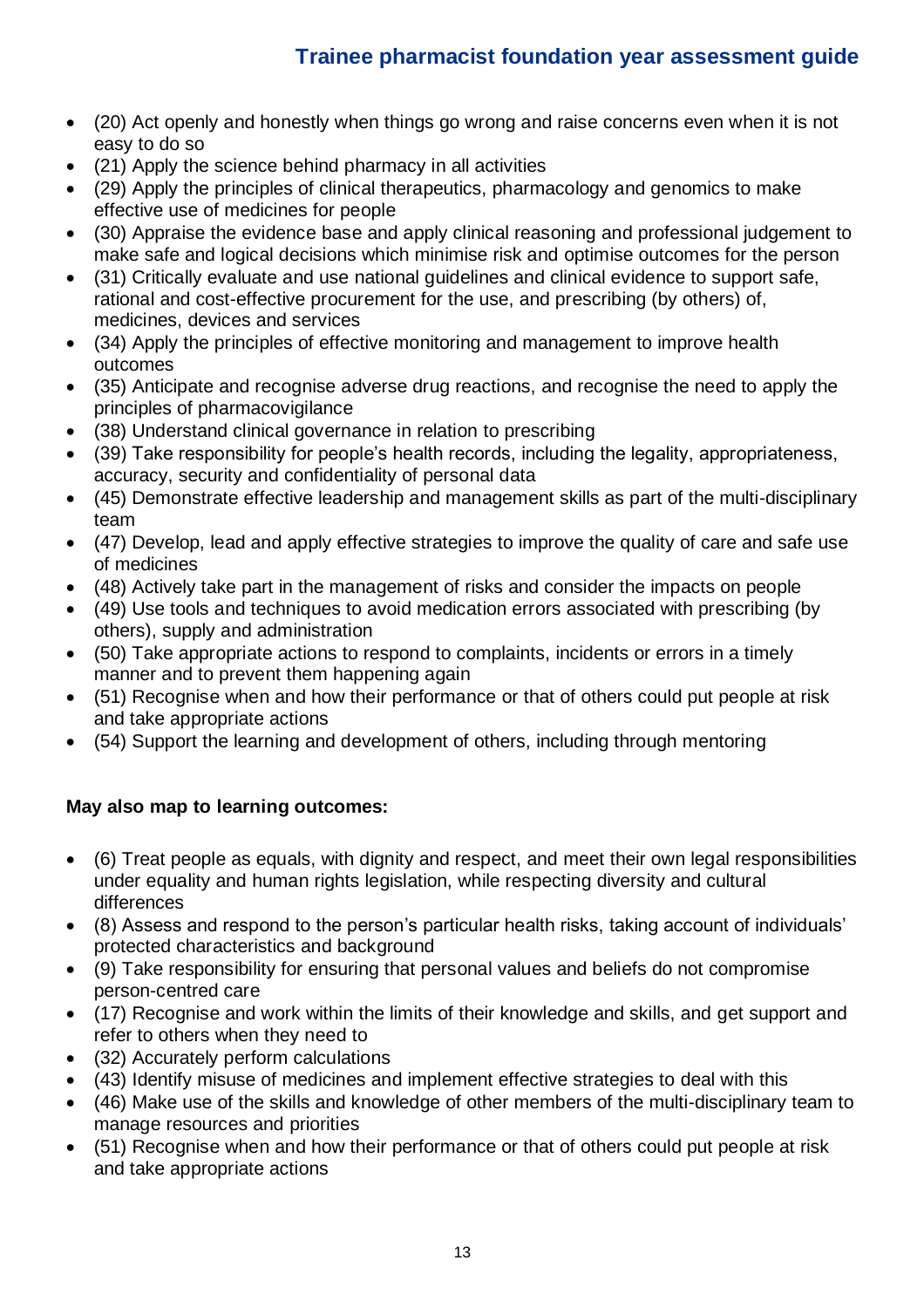- (20) Act openly and honestly when things go wrong and raise concerns even when it is not easy to do so
- (21) Apply the science behind pharmacy in all activities
- (29) Apply the principles of clinical therapeutics, pharmacology and genomics to make effective use of medicines for people
- (30) Appraise the evidence base and apply clinical reasoning and professional judgement to make safe and logical decisions which minimise risk and optimise outcomes for the person
- (31) Critically evaluate and use national guidelines and clinical evidence to support safe, rational and cost-effective procurement for the use, and prescribing (by others) of, medicines, devices and services
- (34) Apply the principles of effective monitoring and management to improve health outcomes
- (35) Anticipate and recognise adverse drug reactions, and recognise the need to apply the principles of pharmacovigilance
- (38) Understand clinical governance in relation to prescribing
- (39) Take responsibility for people's health records, including the legality, appropriateness, accuracy, security and confidentiality of personal data
- (45) Demonstrate effective leadership and management skills as part of the multi-disciplinary team
- (47) Develop, lead and apply effective strategies to improve the quality of care and safe use of medicines
- (48) Actively take part in the management of risks and consider the impacts on people
- (49) Use tools and techniques to avoid medication errors associated with prescribing (by others), supply and administration
- (50) Take appropriate actions to respond to complaints, incidents or errors in a timely manner and to prevent them happening again
- (51) Recognise when and how their performance or that of others could put people at risk and take appropriate actions
- (54) Support the learning and development of others, including through mentoring

**May also map to learning outcomes:**

- (6) Treat people as equals, with dignity and respect, and meet their own legal responsibilities under equality and human rights legislation, while respecting diversity and cultural differences
- (8) Assess and respond to the person's particular health risks, taking account of individuals' protected characteristics and background
- (9) Take responsibility for ensuring that personal values and beliefs do not compromise person-centred care
- (17) Recognise and work within the limits of their knowledge and skills, and get support and refer to others when they need to
- (32) Accurately perform calculations
- (43) Identify misuse of medicines and implement effective strategies to deal with this
- (46) Make use of the skills and knowledge of other members of the multi-disciplinary team to manage resources and priorities
- (51) Recognise when and how their performance or that of others could put people at risk and take appropriate actions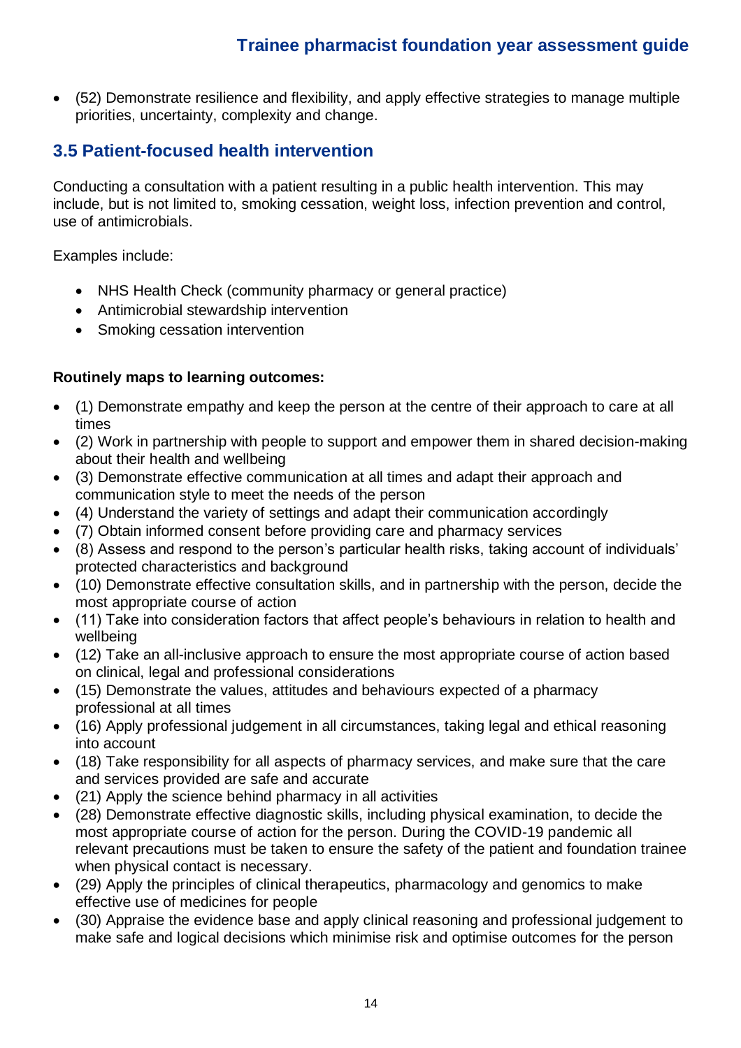- (52) Demonstrate resilience and flexibility, and apply effective strategies to manage multiple priorities, uncertainty, complexity and change.

## 3.5 Patient-focused health intervention

Conducting a consultation with a patient resulting in a public health intervention. This may include, but is not limited to, smoking cessation, weight loss, infection prevention and control, use of antimicrobials.

Examples include:

- NHS Health Check (community pharmacy or general practice)
- Antimicrobial stewardship intervention
- Smoking cessation intervention

**Routinely maps to learning outcomes:**

- (1) Demonstrate empathy and keep the person at the centre of their approach to care at all times
- (2) Work in partnership with people to support and empower them in shared decision-making about their health and wellbeing
- (3) Demonstrate effective communication at all times and adapt their approach and communication style to meet the needs of the person
- (4) Understand the variety of settings and adapt their communication accordingly
- (7) Obtain informed consent before providing care and pharmacy services
- (8) Assess and respond to the person's particular health risks, taking account of individuals' protected characteristics and background
- (10) Demonstrate effective consultation skills, and in partnership with the person, decide the most appropriate course of action
- (11) Take into consideration factors that affect people's behaviours in relation to health and wellbeing
- (12) Take an all-inclusive approach to ensure the most appropriate course of action based on clinical, legal and professional considerations
- (15) Demonstrate the values, attitudes and behaviours expected of a pharmacy professional at all times
- (16) Apply professional judgement in all circumstances, taking legal and ethical reasoning into account
- (18) Take responsibility for all aspects of pharmacy services, and make sure that the care and services provided are safe and accurate
- (21) Apply the science behind pharmacy in all activities
- (28) Demonstrate effective diagnostic skills, including physical examination, to decide the most appropriate course of action for the person. During the COVID-19 pandemic all relevant precautions must be taken to ensure the safety of the patient and foundation trainee when physical contact is necessary.
- (29) Apply the principles of clinical therapeutics, pharmacology and genomics to make effective use of medicines for people
- (30) Appraise the evidence base and apply clinical reasoning and professional judgement to make safe and logical decisions which minimise risk and optimise outcomes for the person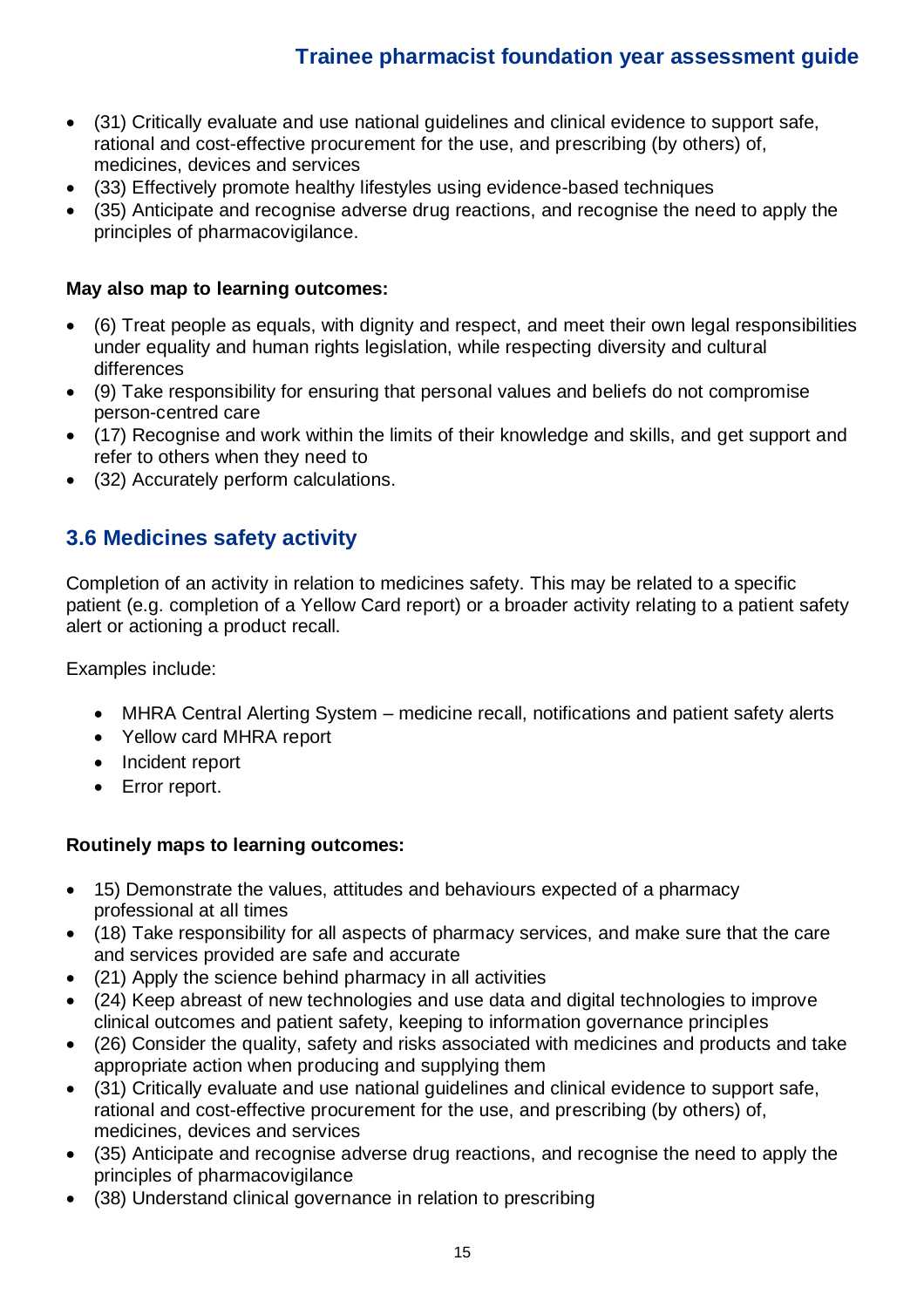- (31) Critically evaluate and use national guidelines and clinical evidence to support safe, rational and cost-effective procurement for the use, and prescribing (by others) of, medicines, devices and services
- (33) Effectively promote healthy lifestyles using evidence-based techniques
- (35) Anticipate and recognise adverse drug reactions, and recognise the need to apply the principles of pharmacovigilance.

**May also map to learning outcomes:**

- (6) Treat people as equals, with dignity and respect, and meet their own legal responsibilities under equality and human rights legislation, while respecting diversity and cultural differences
- (9) Take responsibility for ensuring that personal values and beliefs do not compromise person-centred care
- (17) Recognise and work within the limits of their knowledge and skills, and get support and refer to others when they need to
- (32) Accurately perform calculations.

## 3.6 Medicines safety activity

Completion of an activity in relation to medicines safety. This may be related to a specific patient (e.g. completion of a Yellow Card report) or a broader activity relating to a patient safety alert or actioning a product recall.

Examples include:

- MHRA Central Alerting System – medicine recall, notifications and patient safety alerts
- Yellow card MHRA report
- Incident report
- Error report.

**Routinely maps to learning outcomes:**

- 15) Demonstrate the values, attitudes and behaviours expected of a pharmacy professional at all times
- (18) Take responsibility for all aspects of pharmacy services, and make sure that the care and services provided are safe and accurate
- (21) Apply the science behind pharmacy in all activities
- (24) Keep abreast of new technologies and use data and digital technologies to improve clinical outcomes and patient safety, keeping to information governance principles
- (26) Consider the quality, safety and risks associated with medicines and products and take appropriate action when producing and supplying them
- (31) Critically evaluate and use national guidelines and clinical evidence to support safe, rational and cost-effective procurement for the use, and prescribing (by others) of, medicines, devices and services
- (35) Anticipate and recognise adverse drug reactions, and recognise the need to apply the principles of pharmacovigilance
- (38) Understand clinical governance in relation to prescribing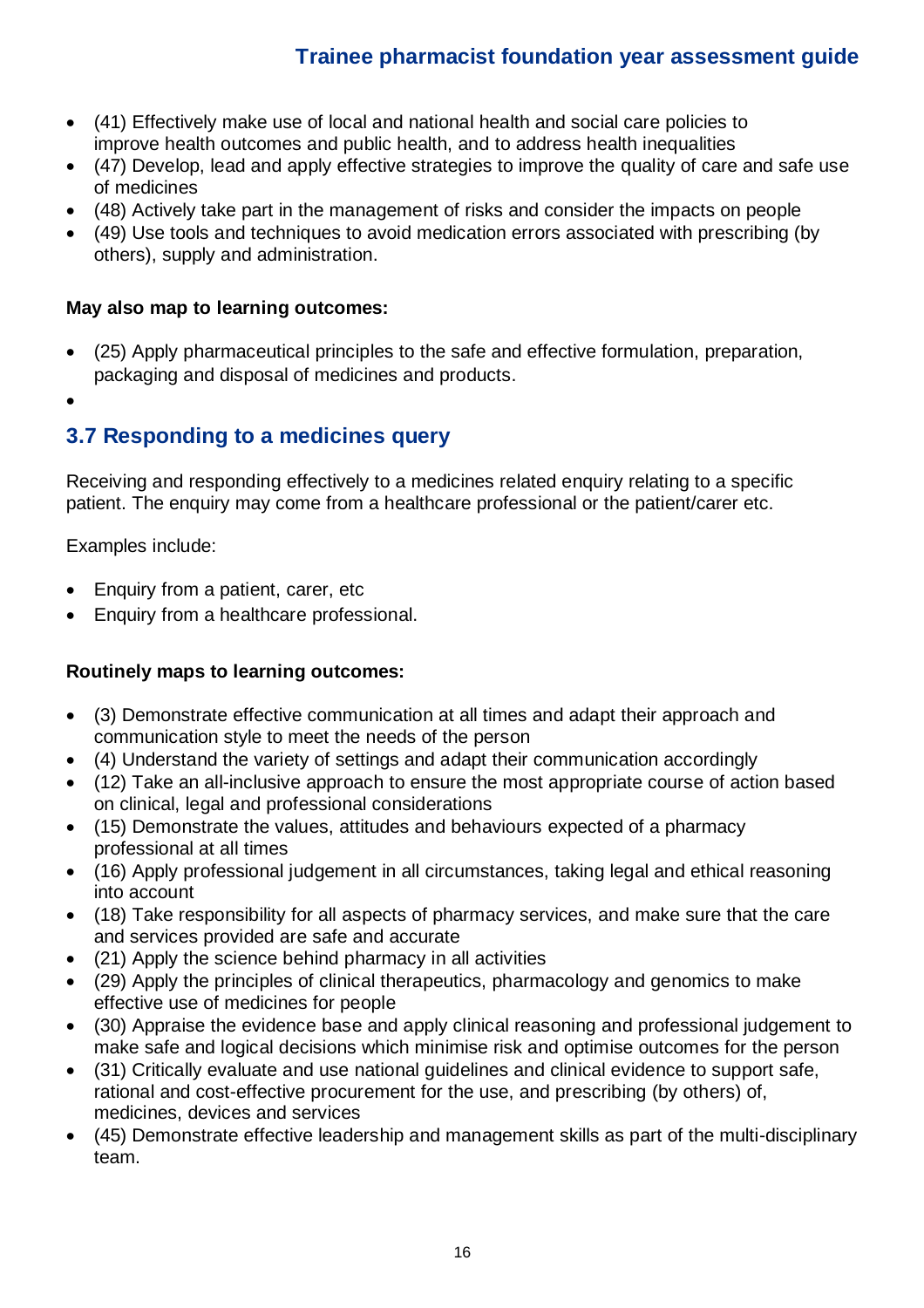- (41) Effectively make use of local and national health and social care policies to improve health outcomes and public health, and to address health inequalities
- (47) Develop, lead and apply effective strategies to improve the quality of care and safe use of medicines
- (48) Actively take part in the management of risks and consider the impacts on people
- (49) Use tools and techniques to avoid medication errors associated with prescribing (by others), supply and administration.

**May also map to learning outcomes:**

- (25) Apply pharmaceutical principles to the safe and effective formulation, preparation, packaging and disposal of medicines and products.

## 3.7 Responding to a medicines query

Receiving and responding effectively to a medicines related enquiry relating to a specific patient. The enquiry may come from a healthcare professional or the patient/carer etc.

Examples include:

- Enquiry from a patient, carer, etc
- Enquiry from a healthcare professional.

**Routinely maps to learning outcomes:**

- (3) Demonstrate effective communication at all times and adapt their approach and communication style to meet the needs of the person
- (4) Understand the variety of settings and adapt their communication accordingly
- (12) Take an all-inclusive approach to ensure the most appropriate course of action based on clinical, legal and professional considerations
- (15) Demonstrate the values, attitudes and behaviours expected of a pharmacy professional at all times
- (16) Apply professional judgement in all circumstances, taking legal and ethical reasoning into account
- (18) Take responsibility for all aspects of pharmacy services, and make sure that the care and services provided are safe and accurate
- (21) Apply the science behind pharmacy in all activities
- (29) Apply the principles of clinical therapeutics, pharmacology and genomics to make effective use of medicines for people
- (30) Appraise the evidence base and apply clinical reasoning and professional judgement to make safe and logical decisions which minimise risk and optimise outcomes for the person
- (31) Critically evaluate and use national guidelines and clinical evidence to support safe, rational and cost-effective procurement for the use, and prescribing (by others) of, medicines, devices and services
- (45) Demonstrate effective leadership and management skills as part of the multi-disciplinary team.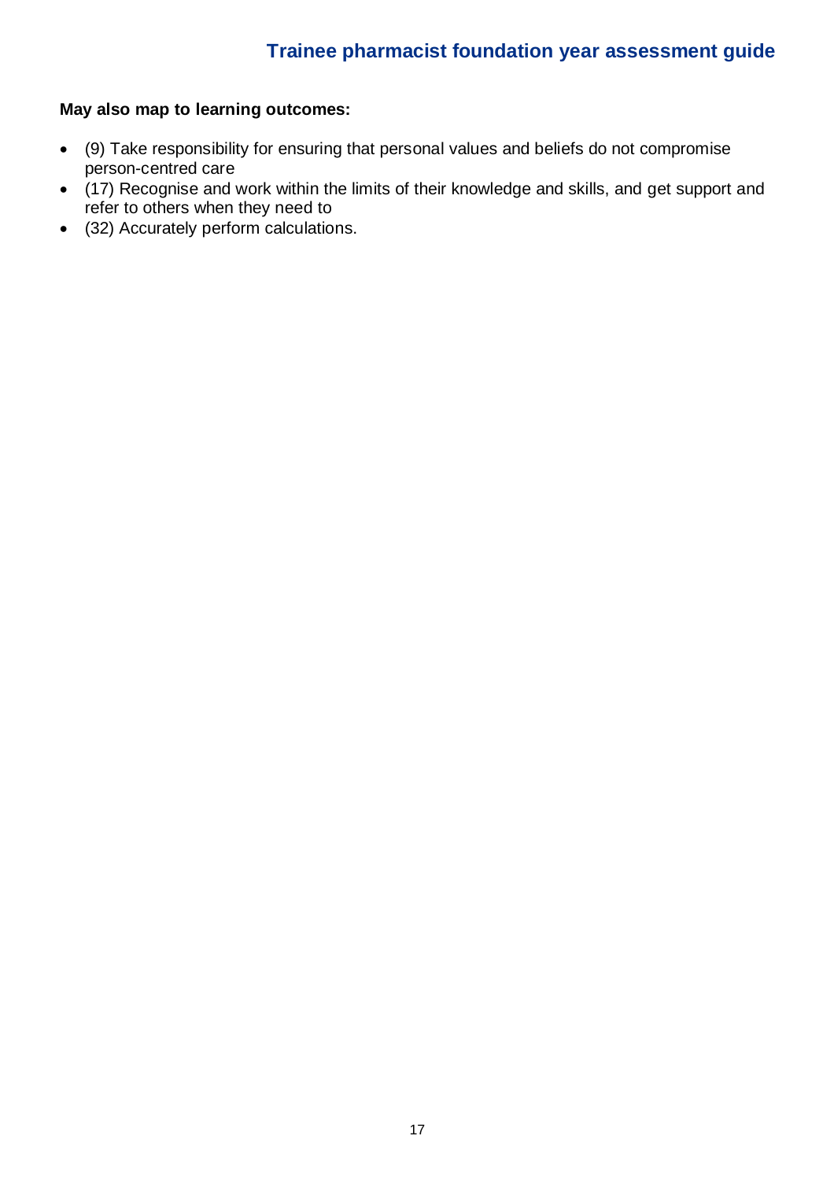**May also map to learning outcomes:**

- (9) Take responsibility for ensuring that personal values and beliefs do not compromise person-centred care
- (17) Recognise and work within the limits of their knowledge and skills, and get support and refer to others when they need to
- (32) Accurately perform calculations.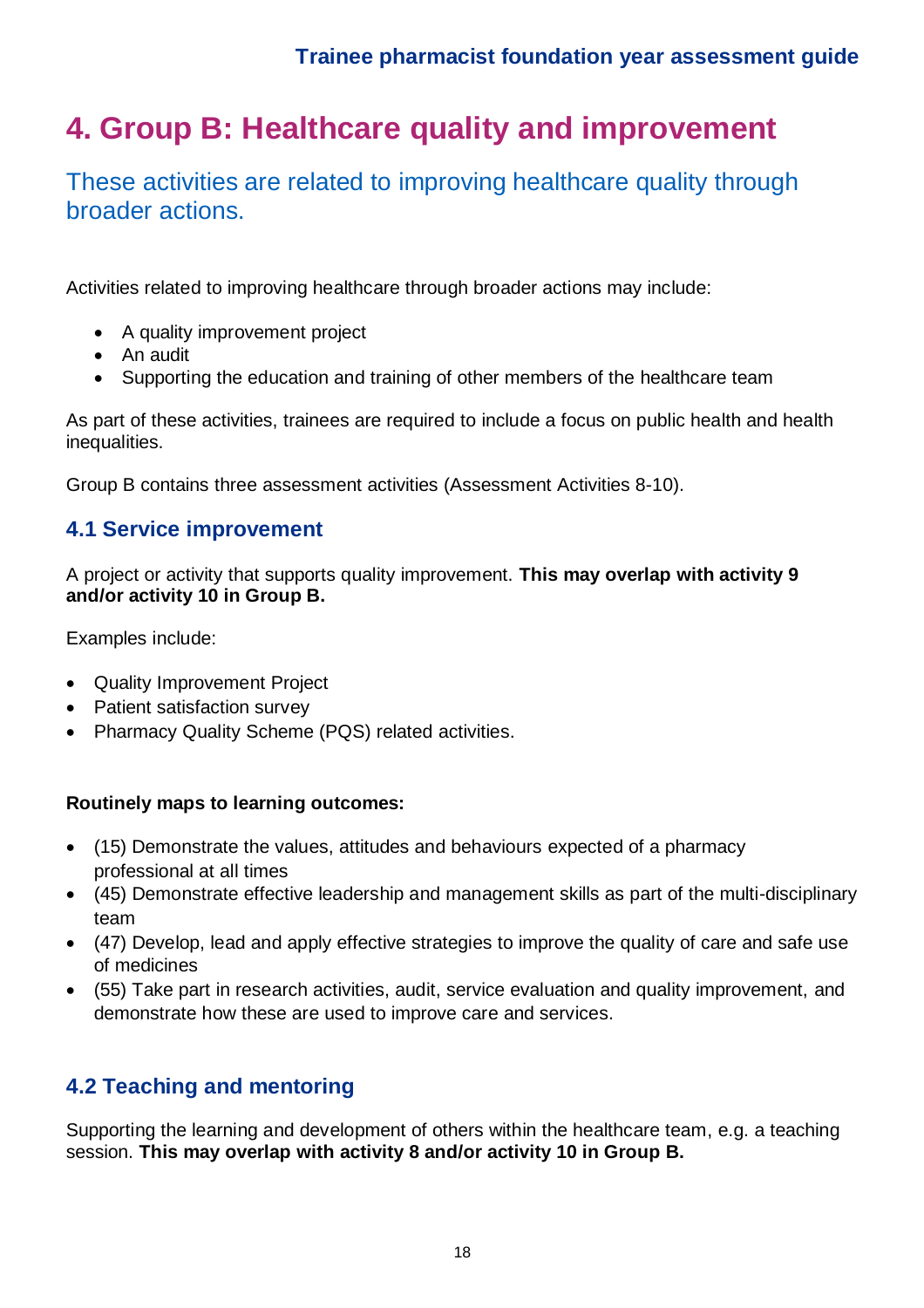# 4. Group B: Healthcare quality and improvement

These activities are related to improving healthcare quality through broader actions.

Activities related to improving healthcare through broader actions may include:

- A quality improvement project
- An audit
- Supporting the education and training of other members of the healthcare team

As part of these activities, trainees are required to include a focus on public health and health inequalities.

Group B contains three assessment activities (Assessment Activities 8-10).

## 4.1 Service improvement

A project or activity that supports quality improvement. **This may overlap with activity 9 and/or activity 10 in Group B.**

Examples include:

- Quality Improvement Project
- Patient satisfaction survey
- Pharmacy Quality Scheme (PQS) related activities.

**Routinely maps to learning outcomes:**

- (15) Demonstrate the values, attitudes and behaviours expected of a pharmacy professional at all times
- (45) Demonstrate effective leadership and management skills as part of the multi-disciplinary team
- (47) Develop, lead and apply effective strategies to improve the quality of care and safe use of medicines
- (55) Take part in research activities, audit, service evaluation and quality improvement, and demonstrate how these are used to improve care and services.

## 4.2 Teaching and mentoring

Supporting the learning and development of others within the healthcare team, e.g. a teaching session. **This may overlap with activity 8 and/or activity 10 in Group B.**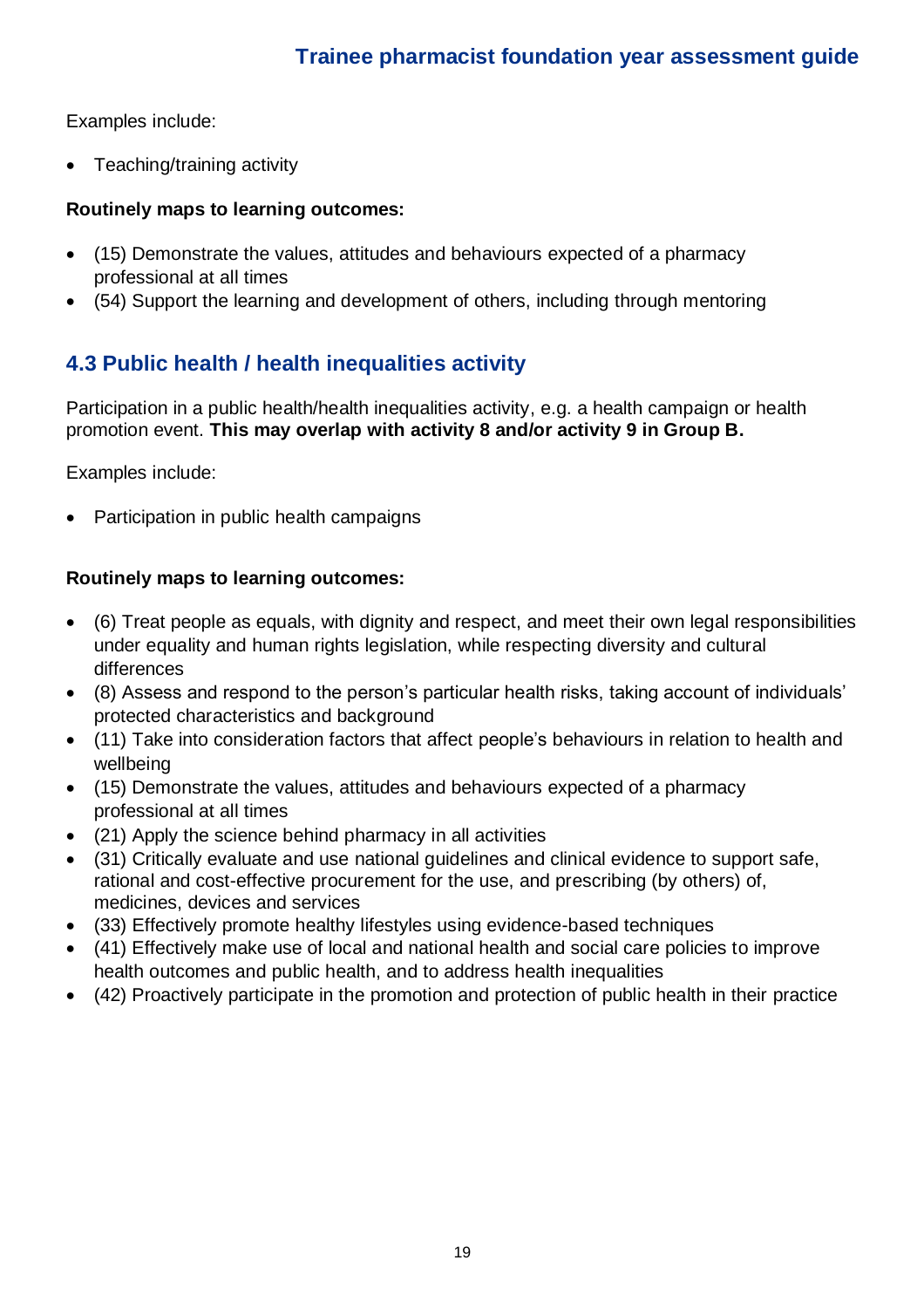Examples include:

- Teaching/training activity

**Routinely maps to learning outcomes:**

- (15) Demonstrate the values, attitudes and behaviours expected of a pharmacy professional at all times
- (54) Support the learning and development of others, including through mentoring

## 4.3 Public health / health inequalities activity

Participation in a public health/health inequalities activity, e.g. a health campaign or health promotion event. **This may overlap with activity 8 and/or activity 9 in Group B.**

Examples include:

- Participation in public health campaigns

**Routinely maps to learning outcomes:**

- (6) Treat people as equals, with dignity and respect, and meet their own legal responsibilities under equality and human rights legislation, while respecting diversity and cultural differences
- (8) Assess and respond to the person's particular health risks, taking account of individuals' protected characteristics and background
- (11) Take into consideration factors that affect people's behaviours in relation to health and wellbeing
- (15) Demonstrate the values, attitudes and behaviours expected of a pharmacy professional at all times
- (21) Apply the science behind pharmacy in all activities
- (31) Critically evaluate and use national guidelines and clinical evidence to support safe, rational and cost-effective procurement for the use, and prescribing (by others) of, medicines, devices and services
- (33) Effectively promote healthy lifestyles using evidence-based techniques
- (41) Effectively make use of local and national health and social care policies to improve health outcomes and public health, and to address health inequalities
- (42) Proactively participate in the promotion and protection of public health in their practice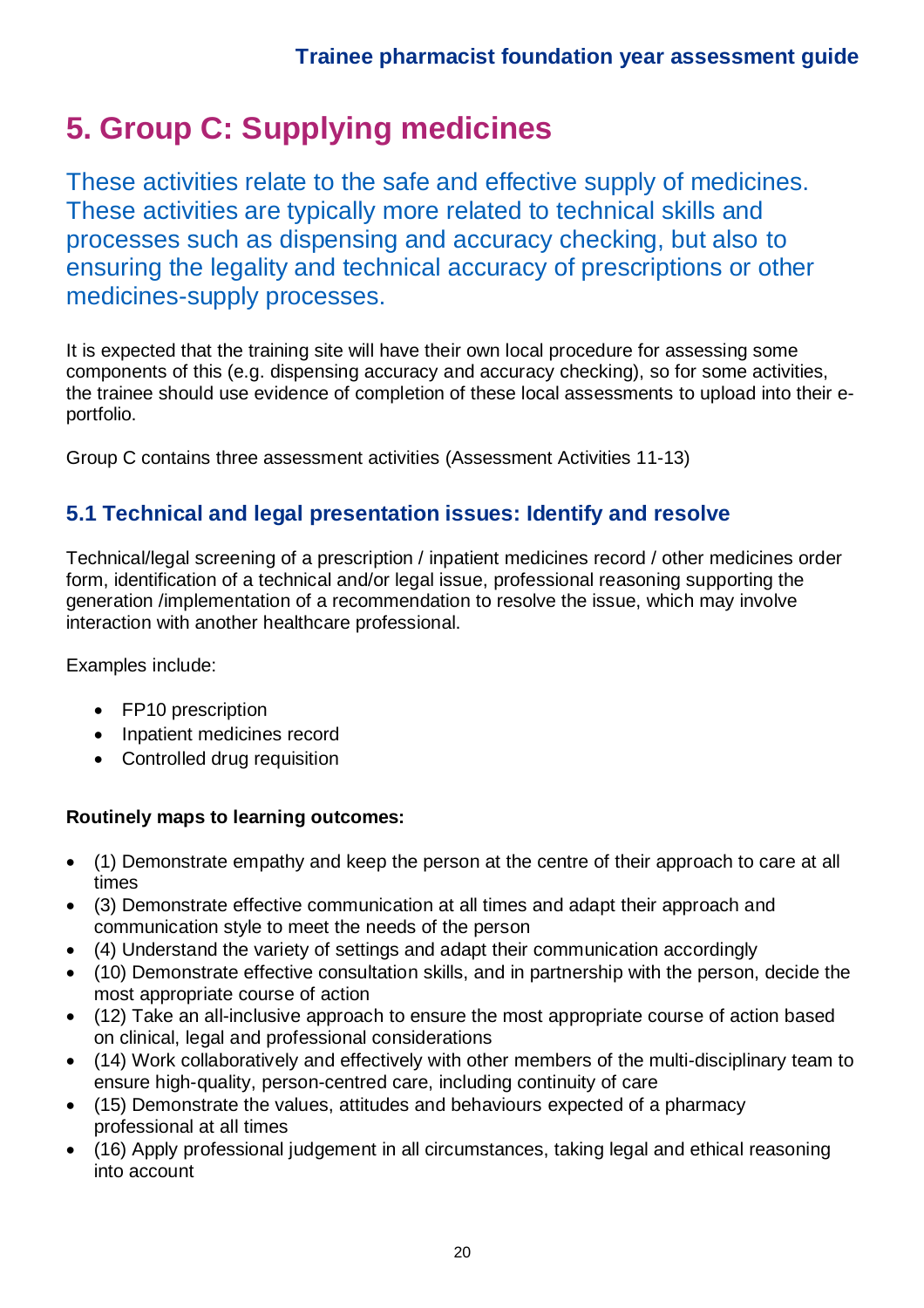# 5. Group C: Supplying medicines

These activities relate to the safe and effective supply of medicines. These activities are typically more related to technical skills and processes such as dispensing and accuracy checking, but also to ensuring the legality and technical accuracy of prescriptions or other medicines-supply processes.

It is expected that the training site will have their own local procedure for assessing some components of this (e.g. dispensing accuracy and accuracy checking), so for some activities, the trainee should use evidence of completion of these local assessments to upload into their e-portfolio.

Group C contains three assessment activities (Assessment Activities 11-13)

## 5.1 Technical and legal presentation issues: Identify and resolve

Technical/legal screening of a prescription / inpatient medicines record / other medicines order form, identification of a technical and/or legal issue, professional reasoning supporting the generation /implementation of a recommendation to resolve the issue, which may involve interaction with another healthcare professional.

Examples include:

- FP10 prescription
- Inpatient medicines record
- Controlled drug requisition

**Routinely maps to learning outcomes:**

- (1) Demonstrate empathy and keep the person at the centre of their approach to care at all times
- (3) Demonstrate effective communication at all times and adapt their approach and communication style to meet the needs of the person
- (4) Understand the variety of settings and adapt their communication accordingly
- (10) Demonstrate effective consultation skills, and in partnership with the person, decide the most appropriate course of action
- (12) Take an all-inclusive approach to ensure the most appropriate course of action based on clinical, legal and professional considerations
- (14) Work collaboratively and effectively with other members of the multi-disciplinary team to ensure high-quality, person-centred care, including continuity of care
- (15) Demonstrate the values, attitudes and behaviours expected of a pharmacy professional at all times
- (16) Apply professional judgement in all circumstances, taking legal and ethical reasoning into account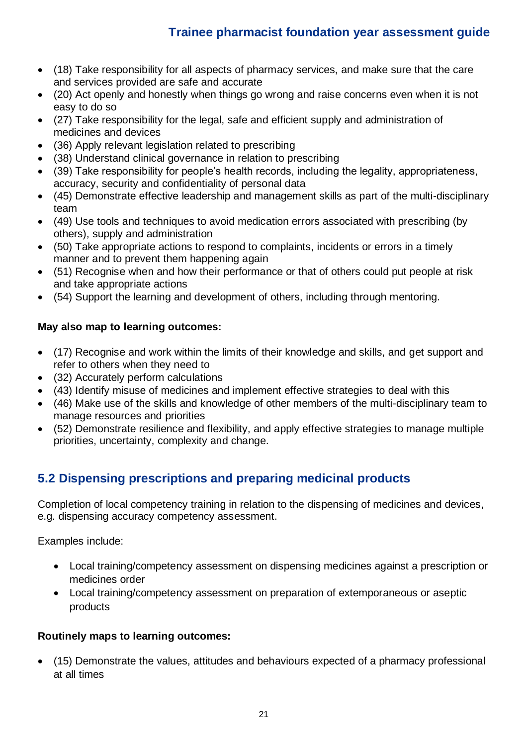- (18) Take responsibility for all aspects of pharmacy services, and make sure that the care and services provided are safe and accurate
- (20) Act openly and honestly when things go wrong and raise concerns even when it is not easy to do so
- (27) Take responsibility for the legal, safe and efficient supply and administration of medicines and devices
- (36) Apply relevant legislation related to prescribing
- (38) Understand clinical governance in relation to prescribing
- (39) Take responsibility for people's health records, including the legality, appropriateness, accuracy, security and confidentiality of personal data
- (45) Demonstrate effective leadership and management skills as part of the multi-disciplinary team
- (49) Use tools and techniques to avoid medication errors associated with prescribing (by others), supply and administration
- (50) Take appropriate actions to respond to complaints, incidents or errors in a timely manner and to prevent them happening again
- (51) Recognise when and how their performance or that of others could put people at risk and take appropriate actions
- (54) Support the learning and development of others, including through mentoring.

**May also map to learning outcomes:**

- (17) Recognise and work within the limits of their knowledge and skills, and get support and refer to others when they need to
- (32) Accurately perform calculations
- (43) Identify misuse of medicines and implement effective strategies to deal with this
- (46) Make use of the skills and knowledge of other members of the multi-disciplinary team to manage resources and priorities
- (52) Demonstrate resilience and flexibility, and apply effective strategies to manage multiple priorities, uncertainty, complexity and change.

## 5.2 Dispensing prescriptions and preparing medicinal products

Completion of local competency training in relation to the dispensing of medicines and devices, e.g. dispensing accuracy competency assessment.

Examples include:

- Local training/competency assessment on dispensing medicines against a prescription or medicines order
- Local training/competency assessment on preparation of extemporaneous or aseptic products

**Routinely maps to learning outcomes:**

- (15) Demonstrate the values, attitudes and behaviours expected of a pharmacy professional at all times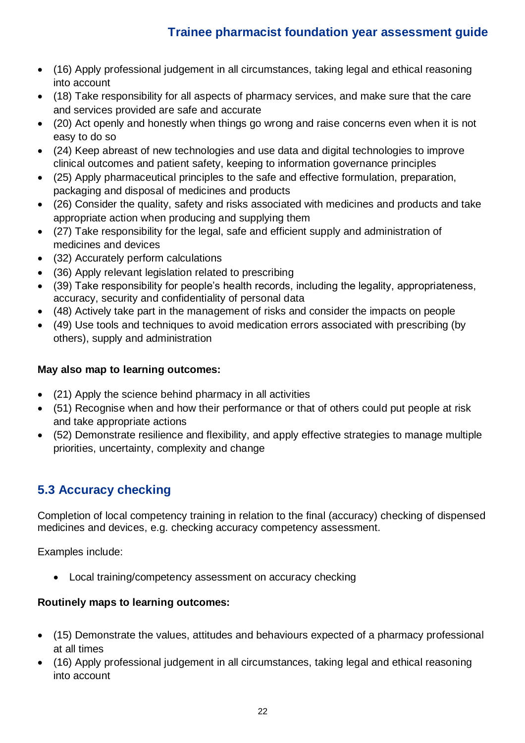- (16) Apply professional judgement in all circumstances, taking legal and ethical reasoning into account
- (18) Take responsibility for all aspects of pharmacy services, and make sure that the care and services provided are safe and accurate
- (20) Act openly and honestly when things go wrong and raise concerns even when it is not easy to do so
- (24) Keep abreast of new technologies and use data and digital technologies to improve clinical outcomes and patient safety, keeping to information governance principles
- (25) Apply pharmaceutical principles to the safe and effective formulation, preparation, packaging and disposal of medicines and products
- (26) Consider the quality, safety and risks associated with medicines and products and take appropriate action when producing and supplying them
- (27) Take responsibility for the legal, safe and efficient supply and administration of medicines and devices
- (32) Accurately perform calculations
- (36) Apply relevant legislation related to prescribing
- (39) Take responsibility for people's health records, including the legality, appropriateness, accuracy, security and confidentiality of personal data
- (48) Actively take part in the management of risks and consider the impacts on people
- (49) Use tools and techniques to avoid medication errors associated with prescribing (by others), supply and administration

**May also map to learning outcomes:**

- (21) Apply the science behind pharmacy in all activities
- (51) Recognise when and how their performance or that of others could put people at risk and take appropriate actions
- (52) Demonstrate resilience and flexibility, and apply effective strategies to manage multiple priorities, uncertainty, complexity and change

## 5.3 Accuracy checking

Completion of local competency training in relation to the final (accuracy) checking of dispensed medicines and devices, e.g. checking accuracy competency assessment.

Examples include:

- Local training/competency assessment on accuracy checking

**Routinely maps to learning outcomes:**

- (15) Demonstrate the values, attitudes and behaviours expected of a pharmacy professional at all times
- (16) Apply professional judgement in all circumstances, taking legal and ethical reasoning into account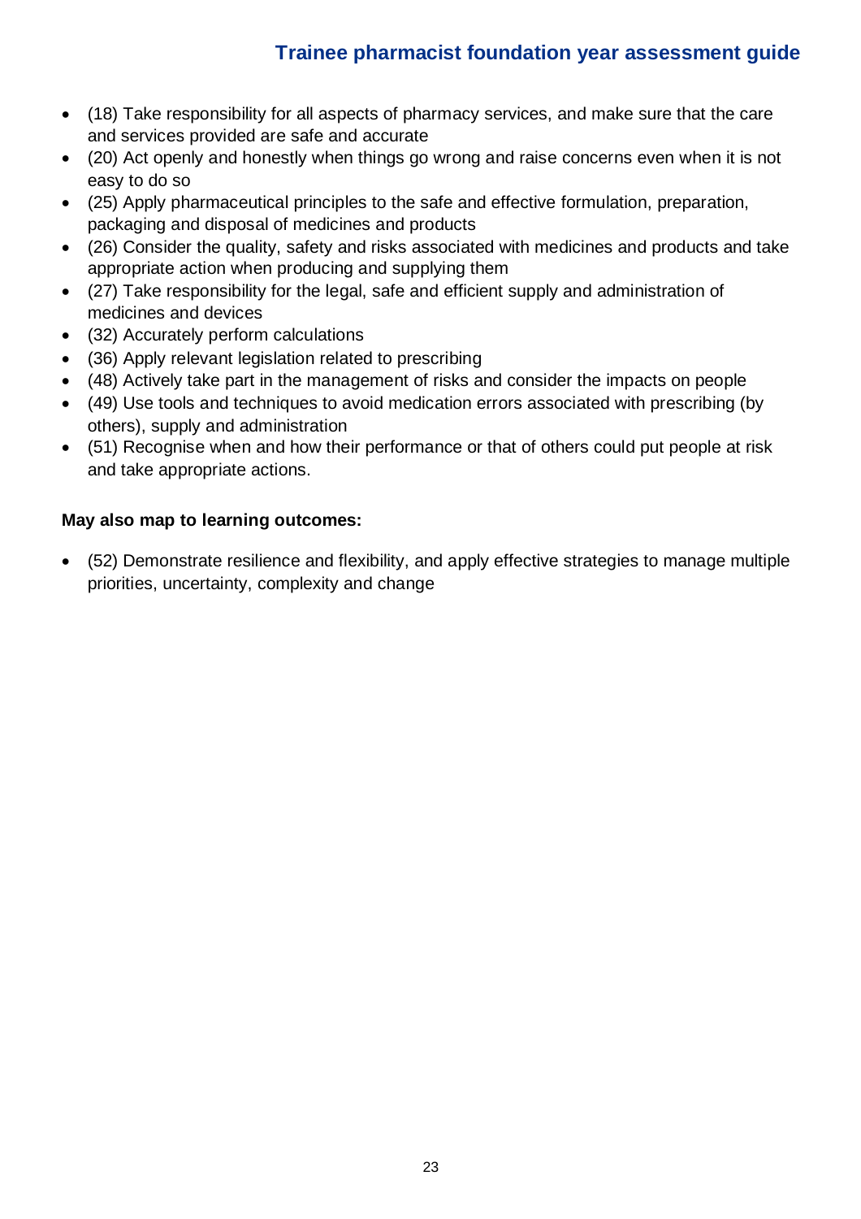- (18) Take responsibility for all aspects of pharmacy services, and make sure that the care and services provided are safe and accurate
- (20) Act openly and honestly when things go wrong and raise concerns even when it is not easy to do so
- (25) Apply pharmaceutical principles to the safe and effective formulation, preparation, packaging and disposal of medicines and products
- (26) Consider the quality, safety and risks associated with medicines and products and take appropriate action when producing and supplying them
- (27) Take responsibility for the legal, safe and efficient supply and administration of medicines and devices
- (32) Accurately perform calculations
- (36) Apply relevant legislation related to prescribing
- (48) Actively take part in the management of risks and consider the impacts on people
- (49) Use tools and techniques to avoid medication errors associated with prescribing (by others), supply and administration
- (51) Recognise when and how their performance or that of others could put people at risk and take appropriate actions.

**May also map to learning outcomes:**

- (52) Demonstrate resilience and flexibility, and apply effective strategies to manage multiple priorities, uncertainty, complexity and change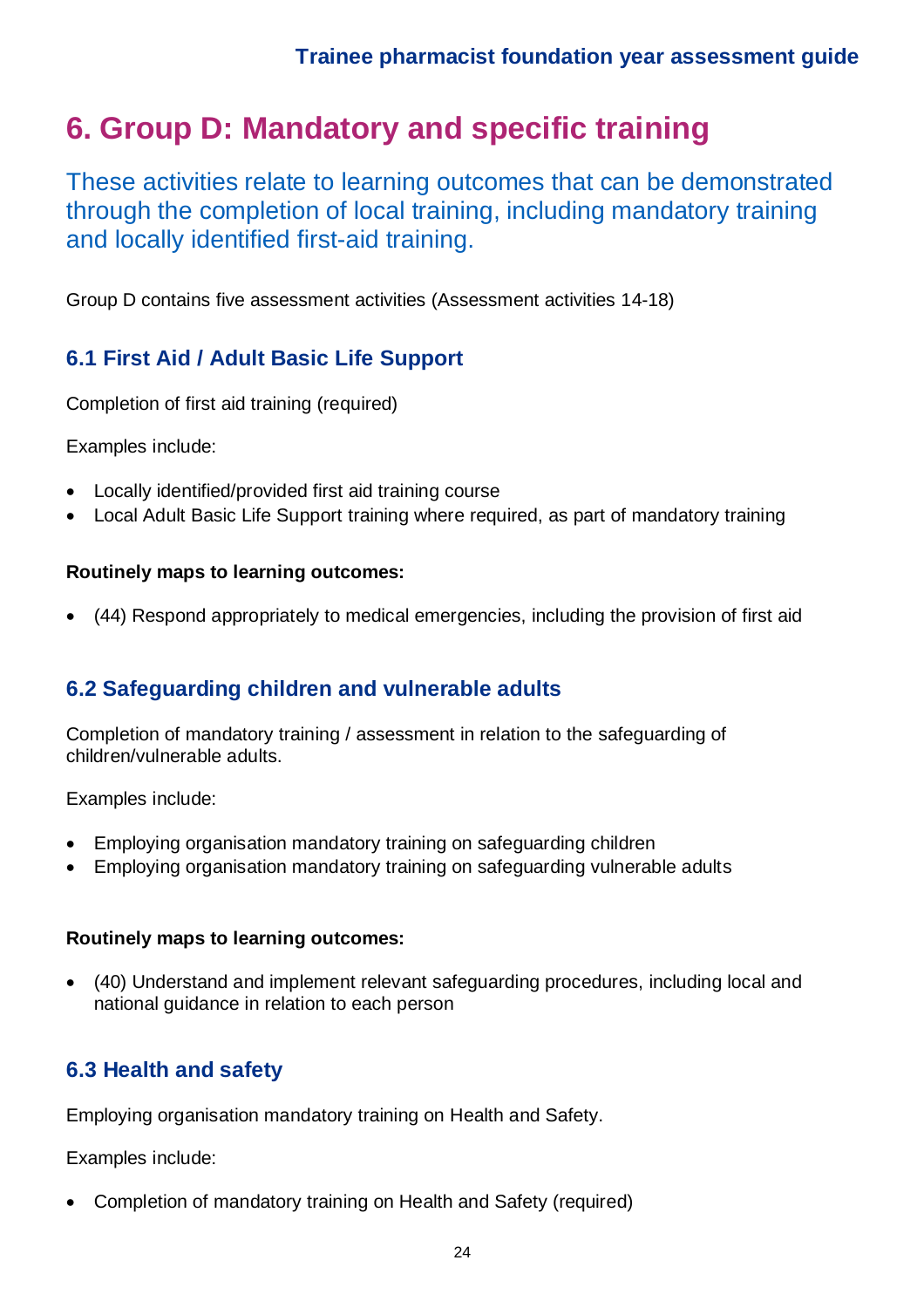# 6. Group D: Mandatory and specific training

These activities relate to learning outcomes that can be demonstrated through the completion of local training, including mandatory training and locally identified first-aid training.

Group D contains five assessment activities (Assessment activities 14-18)

## 6.1 First Aid / Adult Basic Life Support

Completion of first aid training (required)

Examples include:

- Locally identified/provided first aid training course
- Local Adult Basic Life Support training where required, as part of mandatory training

**Routinely maps to learning outcomes:**

- (44) Respond appropriately to medical emergencies, including the provision of first aid

## 6.2 Safeguarding children and vulnerable adults

Completion of mandatory training / assessment in relation to the safeguarding of children/vulnerable adults.

Examples include:

- Employing organisation mandatory training on safeguarding children
- Employing organisation mandatory training on safeguarding vulnerable adults

**Routinely maps to learning outcomes:**

- (40) Understand and implement relevant safeguarding procedures, including local and national guidance in relation to each person

## 6.3 Health and safety

Employing organisation mandatory training on Health and Safety.

Examples include:

- Completion of mandatory training on Health and Safety (required)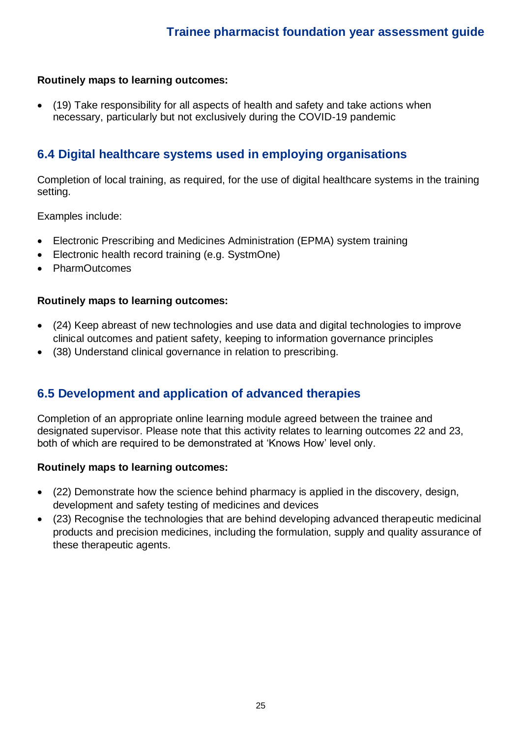**Routinely maps to learning outcomes:**

- (19) Take responsibility for all aspects of health and safety and take actions when necessary, particularly but not exclusively during the COVID-19 pandemic

## 6.4 Digital healthcare systems used in employing organisations

Completion of local training, as required, for the use of digital healthcare systems in the training setting.

Examples include:

- Electronic Prescribing and Medicines Administration (EPMA) system training
- Electronic health record training (e.g. SystmOne)
- PharmOutcomes

**Routinely maps to learning outcomes:**

- (24) Keep abreast of new technologies and use data and digital technologies to improve clinical outcomes and patient safety, keeping to information governance principles
- (38) Understand clinical governance in relation to prescribing.

## 6.5 Development and application of advanced therapies

Completion of an appropriate online learning module agreed between the trainee and designated supervisor. Please note that this activity relates to learning outcomes 22 and 23, both of which are required to be demonstrated at 'Knows How' level only.

**Routinely maps to learning outcomes:**

- (22) Demonstrate how the science behind pharmacy is applied in the discovery, design, development and safety testing of medicines and devices
- (23) Recognise the technologies that are behind developing advanced therapeutic medicinal products and precision medicines, including the formulation, supply and quality assurance of these therapeutic agents.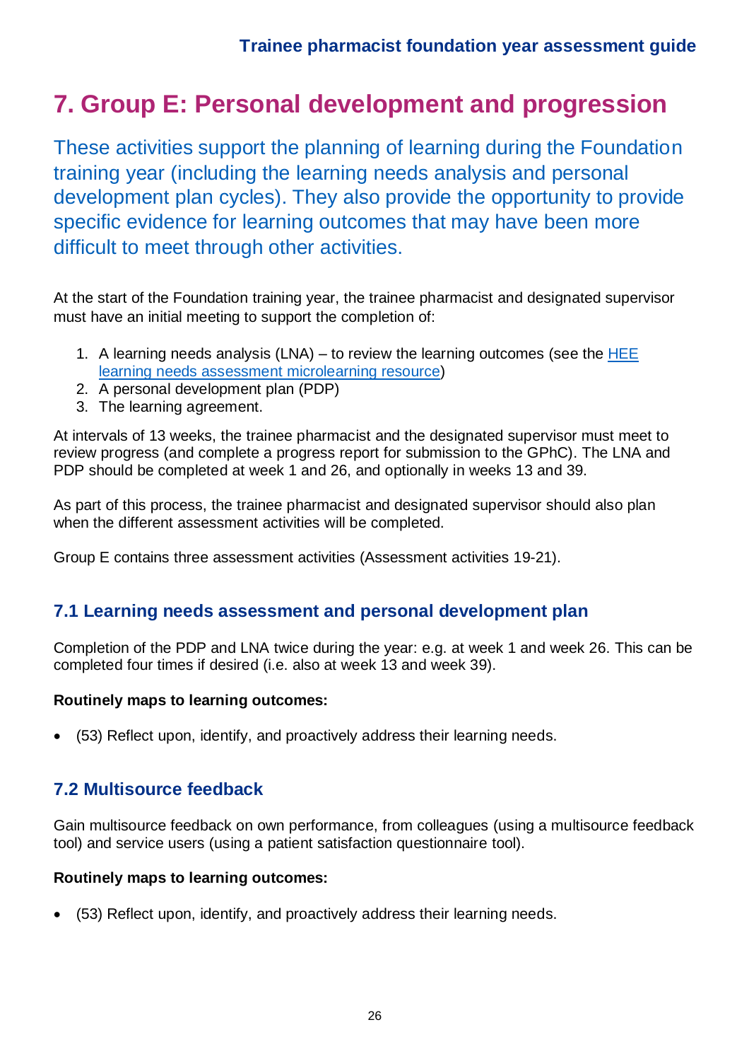# 7. Group E: Personal development and progression

These activities support the planning of learning during the Foundation training year (including the learning needs analysis and personal development plan cycles). They also provide the opportunity to provide specific evidence for learning outcomes that may have been more difficult to meet through other activities.

At the start of the Foundation training year, the trainee pharmacist and designated supervisor must have an initial meeting to support the completion of:

1. A learning needs analysis (LNA) – to review the learning outcomes (see the HEE learning needs assessment microlearning resource)
2. A personal development plan (PDP)
3. The learning agreement.

At intervals of 13 weeks, the trainee pharmacist and the designated supervisor must meet to review progress (and complete a progress report for submission to the GPhC). The LNA and PDP should be completed at week 1 and 26, and optionally in weeks 13 and 39.

As part of this process, the trainee pharmacist and designated supervisor should also plan when the different assessment activities will be completed.

Group E contains three assessment activities (Assessment activities 19-21).

## 7.1 Learning needs assessment and personal development plan

Completion of the PDP and LNA twice during the year: e.g. at week 1 and week 26. This can be completed four times if desired (i.e. also at week 13 and week 39).

**Routinely maps to learning outcomes:**

- (53) Reflect upon, identify, and proactively address their learning needs.

## 7.2 Multisource feedback

Gain multisource feedback on own performance, from colleagues (using a multisource feedback tool) and service users (using a patient satisfaction questionnaire tool).

**Routinely maps to learning outcomes:**

- (53) Reflect upon, identify, and proactively address their learning needs.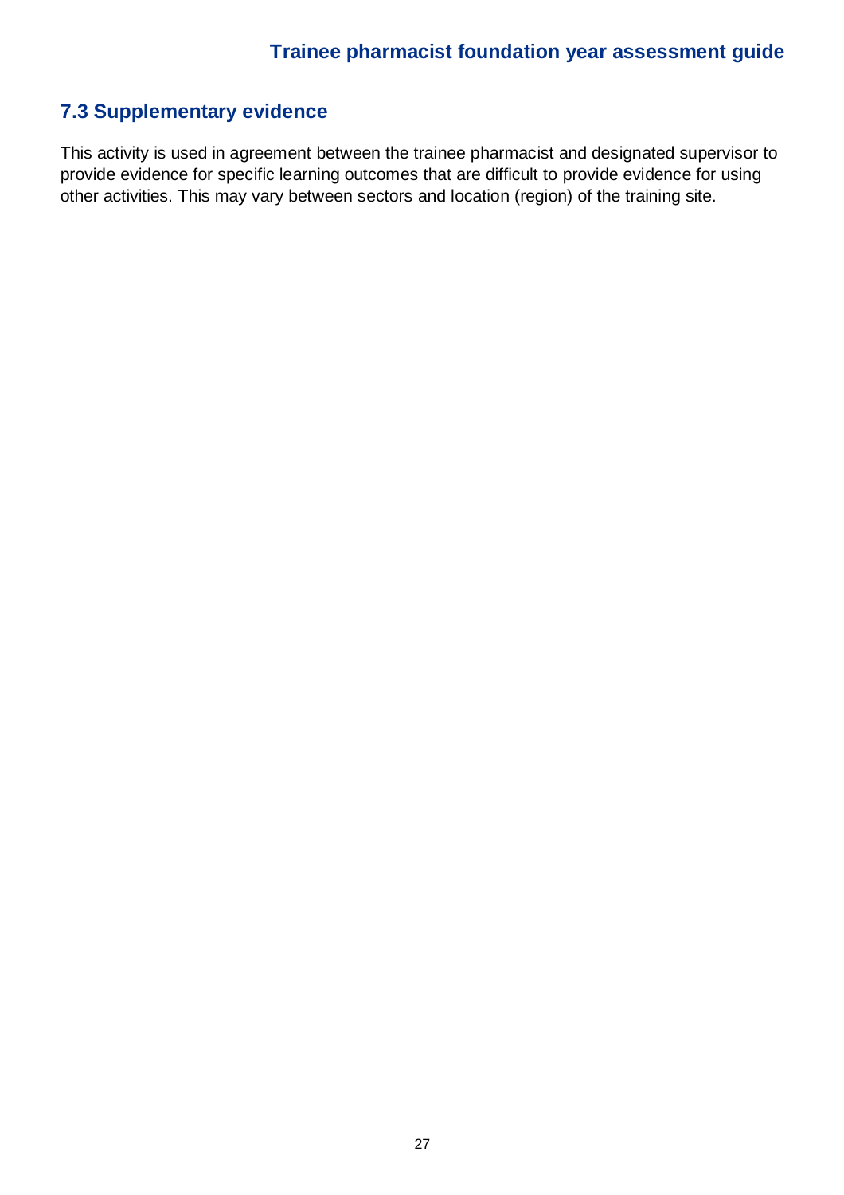## 7.3 Supplementary evidence

This activity is used in agreement between the trainee pharmacist and designated supervisor to provide evidence for specific learning outcomes that are difficult to provide evidence for using other activities. This may vary between sectors and location (region) of the training site.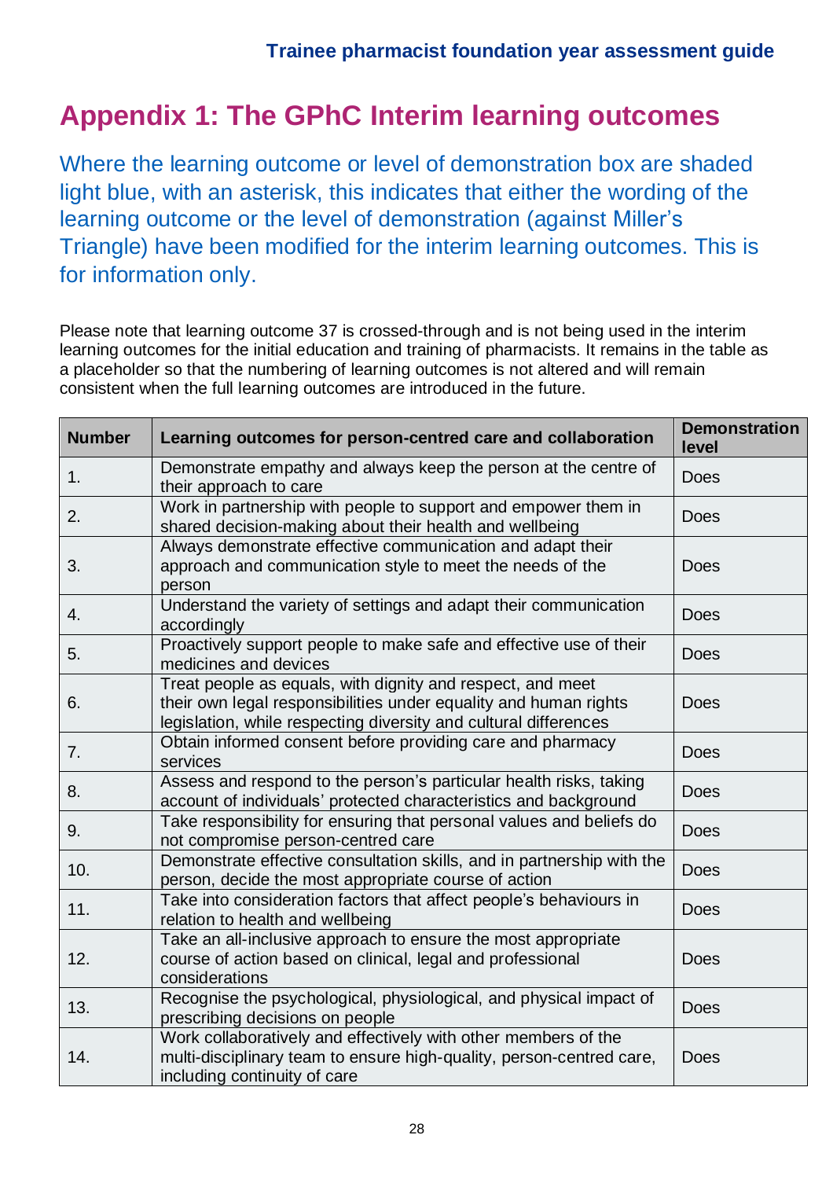# Appendix 1: The GPhC Interim learning outcomes

Where the learning outcome or level of demonstration box are shaded light blue, with an asterisk, this indicates that either the wording of the learning outcome or the level of demonstration (against Miller's Triangle) have been modified for the interim learning outcomes. This is for information only.

Please note that learning outcome 37 is crossed-through and is not being used in the interim learning outcomes for the initial education and training of pharmacists. It remains in the table as a placeholder so that the numbering of learning outcomes is not altered and will remain consistent when the full learning outcomes are introduced in the future.

| Number | Learning outcomes for person-centred care and collaboration | Demonstration level |
|---|---|---|
| 1. | Demonstrate empathy and always keep the person at the centre of their approach to care | Does |
| 2. | Work in partnership with people to support and empower them in shared decision-making about their health and wellbeing | Does |
| 3. | Always demonstrate effective communication and adapt their approach and communication style to meet the needs of the person | Does |
| 4. | Understand the variety of settings and adapt their communication accordingly | Does |
| 5. | Proactively support people to make safe and effective use of their medicines and devices | Does |
| 6. | Treat people as equals, with dignity and respect, and meet their own legal responsibilities under equality and human rights legislation, while respecting diversity and cultural differences | Does |
| 7. | Obtain informed consent before providing care and pharmacy services | Does |
| 8. | Assess and respond to the person's particular health risks, taking account of individuals' protected characteristics and background | Does |
| 9. | Take responsibility for ensuring that personal values and beliefs do not compromise person-centred care | Does |
| 10. | Demonstrate effective consultation skills, and in partnership with the person, decide the most appropriate course of action | Does |
| 11. | Take into consideration factors that affect people's behaviours in relation to health and wellbeing | Does |
| 12. | Take an all-inclusive approach to ensure the most appropriate course of action based on clinical, legal and professional considerations | Does |
| 13. | Recognise the psychological, physiological, and physical impact of prescribing decisions on people | Does |
| 14. | Work collaboratively and effectively with other members of the multi-disciplinary team to ensure high-quality, person-centred care, including continuity of care | Does |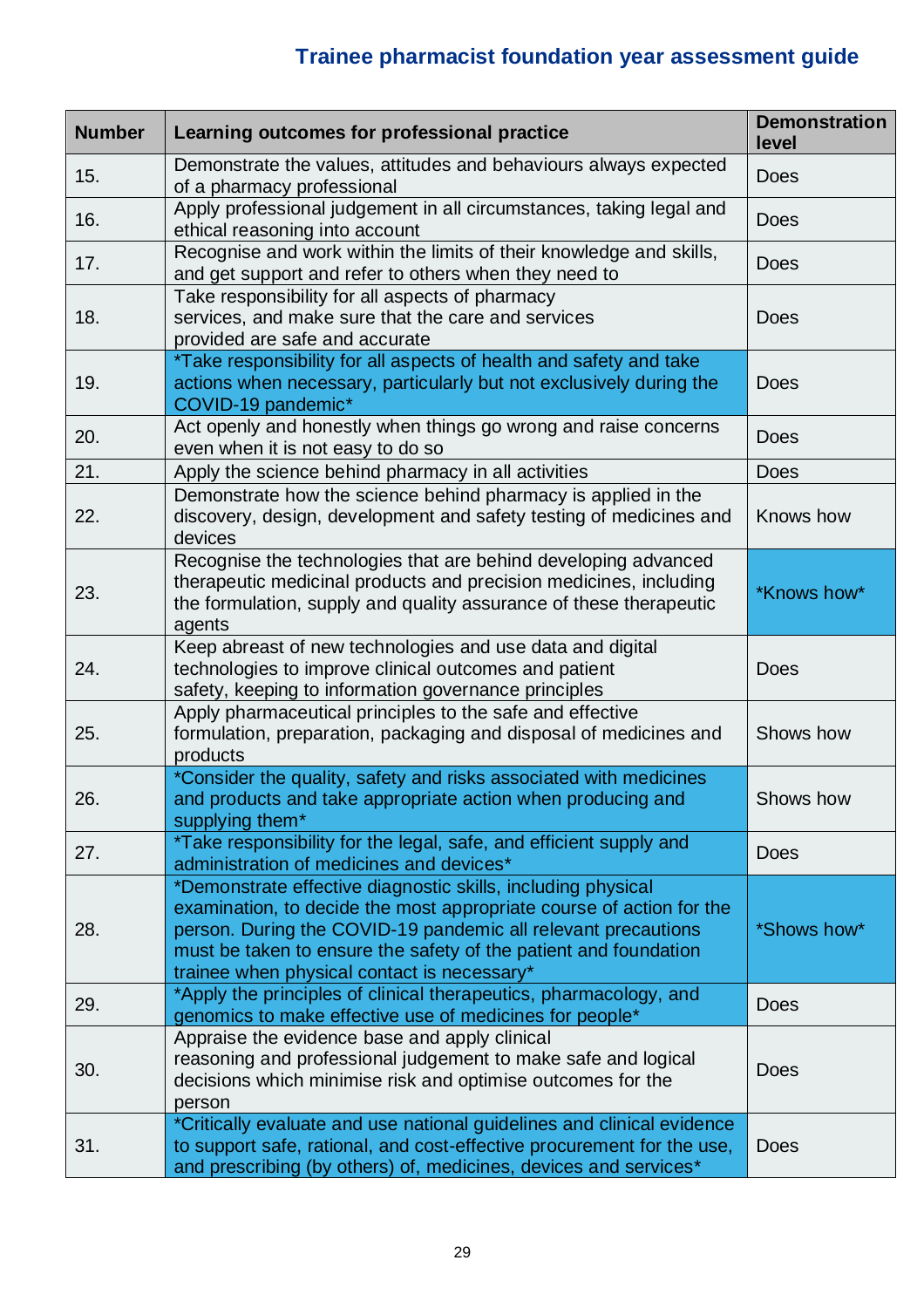| Number | Learning outcomes for professional practice | Demonstration level |
|---|---|---|
| 15. | Demonstrate the values, attitudes and behaviours always expected of a pharmacy professional | Does |
| 16. | Apply professional judgement in all circumstances, taking legal and ethical reasoning into account | Does |
| 17. | Recognise and work within the limits of their knowledge and skills, and get support and refer to others when they need to | Does |
| 18. | Take responsibility for all aspects of pharmacy services, and make sure that the care and services provided are safe and accurate | Does |
| 19. | *Take responsibility for all aspects of health and safety and take actions when necessary, particularly but not exclusively during the COVID-19 pandemic* | Does |
| 20. | Act openly and honestly when things go wrong and raise concerns even when it is not easy to do so | Does |
| 21. | Apply the science behind pharmacy in all activities | Does |
| 22. | Demonstrate how the science behind pharmacy is applied in the discovery, design, development and safety testing of medicines and devices | Knows how |
| 23. | Recognise the technologies that are behind developing advanced therapeutic medicinal products and precision medicines, including the formulation, supply and quality assurance of these therapeutic agents | *Knows how* |
| 24. | Keep abreast of new technologies and use data and digital technologies to improve clinical outcomes and patient safety, keeping to information governance principles | Does |
| 25. | Apply pharmaceutical principles to the safe and effective formulation, preparation, packaging and disposal of medicines and products | Shows how |
| 26. | *Consider the quality, safety and risks associated with medicines and products and take appropriate action when producing and supplying them* | Shows how |
| 27. | *Take responsibility for the legal, safe, and efficient supply and administration of medicines and devices* | Does |
| 28. | *Demonstrate effective diagnostic skills, including physical examination, to decide the most appropriate course of action for the person. During the COVID-19 pandemic all relevant precautions must be taken to ensure the safety of the patient and foundation trainee when physical contact is necessary* | *Shows how* |
| 29. | *Apply the principles of clinical therapeutics, pharmacology, and genomics to make effective use of medicines for people* | Does |
| 30. | Appraise the evidence base and apply clinical reasoning and professional judgement to make safe and logical decisions which minimise risk and optimise outcomes for the person | Does |
| 31. | *Critically evaluate and use national guidelines and clinical evidence to support safe, rational, and cost-effective procurement for the use, and prescribing (by others) of, medicines, devices and services* | Does |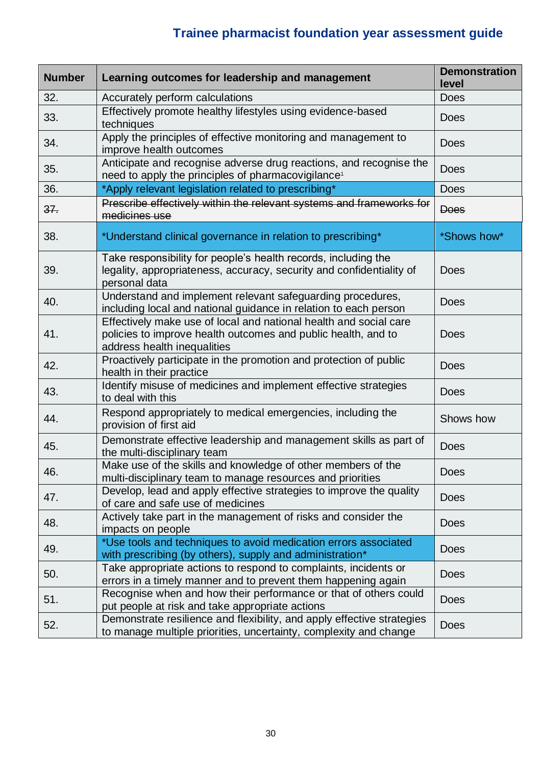| Number | Learning outcomes for leadership and management | Demonstration level |
|---|---|---|
| 32. | Accurately perform calculations | Does |
| 33. | Effectively promote healthy lifestyles using evidence-based techniques | Does |
| 34. | Apply the principles of effective monitoring and management to improve health outcomes | Does |
| 35. | Anticipate and recognise adverse drug reactions, and recognise the need to apply the principles of pharmacovigilance[1] | Does |
| 36. | *Apply relevant legislation related to prescribing* | Does |
| ~~37.~~ | ~~Prescribe effectively within the relevant systems and frameworks for medicines use~~ | ~~Does~~ |
| 38. | *Understand clinical governance in relation to prescribing* | *Shows how* |
| 39. | Take responsibility for people's health records, including the legality, appropriateness, accuracy, security and confidentiality of personal data | Does |
| 40. | Understand and implement relevant safeguarding procedures, including local and national guidance in relation to each person | Does |
| 41. | Effectively make use of local and national health and social care policies to improve health outcomes and public health, and to address health inequalities | Does |
| 42. | Proactively participate in the promotion and protection of public health in their practice | Does |
| 43. | Identify misuse of medicines and implement effective strategies to deal with this | Does |
| 44. | Respond appropriately to medical emergencies, including the provision of first aid | Shows how |
| 45. | Demonstrate effective leadership and management skills as part of the multi-disciplinary team | Does |
| 46. | Make use of the skills and knowledge of other members of the multi-disciplinary team to manage resources and priorities | Does |
| 47. | Develop, lead and apply effective strategies to improve the quality of care and safe use of medicines | Does |
| 48. | Actively take part in the management of risks and consider the impacts on people | Does |
| 49. | *Use tools and techniques to avoid medication errors associated with prescribing (by others), supply and administration* | Does |
| 50. | Take appropriate actions to respond to complaints, incidents or errors in a timely manner and to prevent them happening again | Does |
| 51. | Recognise when and how their performance or that of others could put people at risk and take appropriate actions | Does |
| 52. | Demonstrate resilience and flexibility, and apply effective strategies to manage multiple priorities, uncertainty, complexity and change | Does |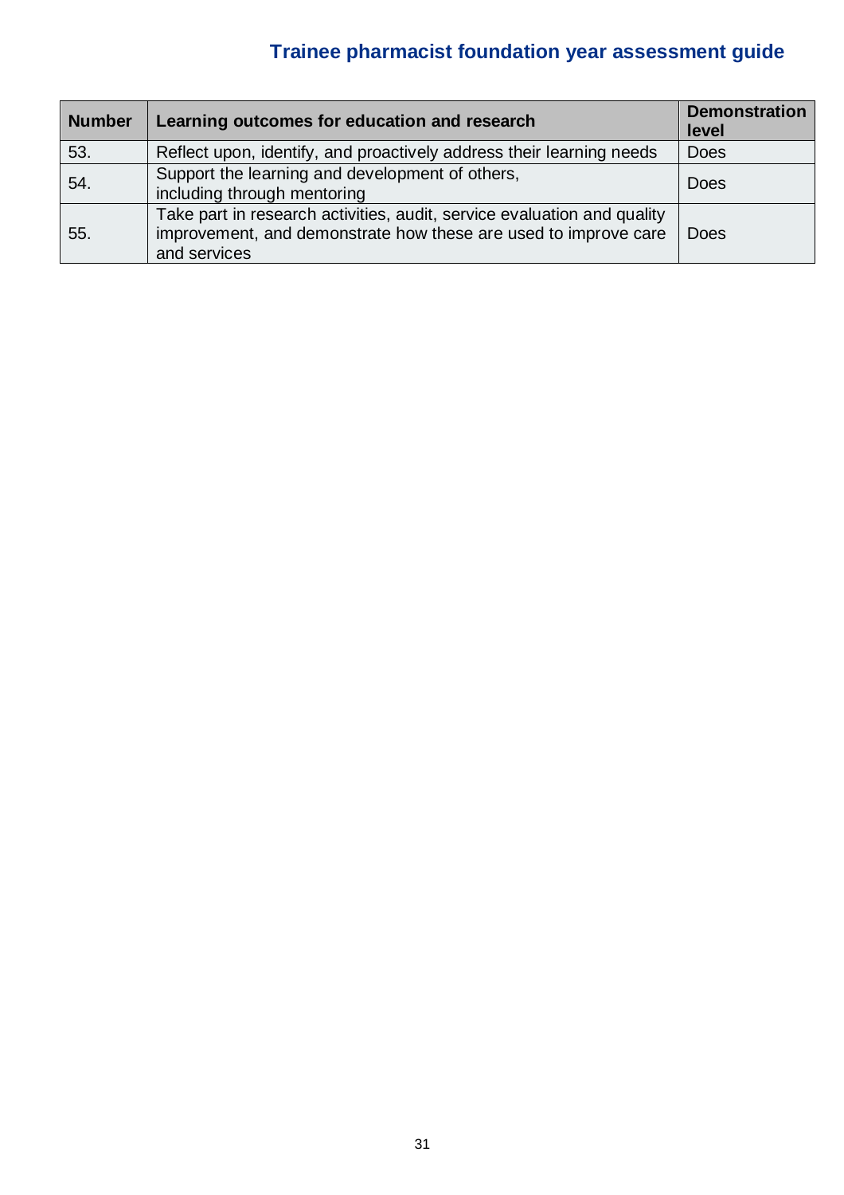| Number | Learning outcomes for education and research | Demonstration level |
|---|---|---|
| 53. | Reflect upon, identify, and proactively address their learning needs | Does |
| 54. | Support the learning and development of others, including through mentoring | Does |
| 55. | Take part in research activities, audit, service evaluation and quality improvement, and demonstrate how these are used to improve care and services | Does |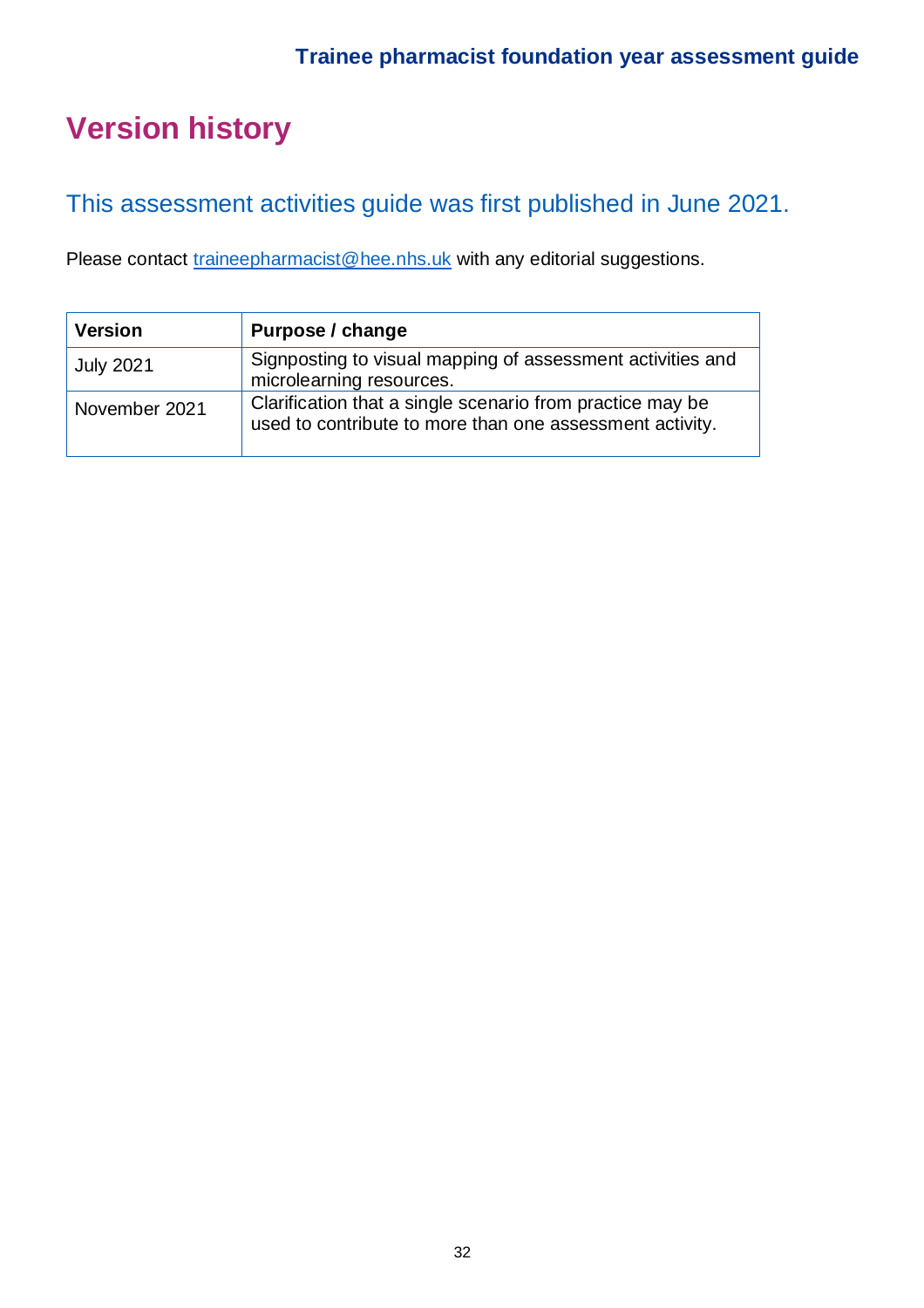# Version history

## This assessment activities guide was first published in June 2021.

Please contact traineepharmacist@hee.nhs.uk with any editorial suggestions.

| Version | Purpose / change |
|---|---|
| July 2021 | Signposting to visual mapping of assessment activities and microlearning resources. |
| November 2021 | Clarification that a single scenario from practice may be used to contribute to more than one assessment activity. |